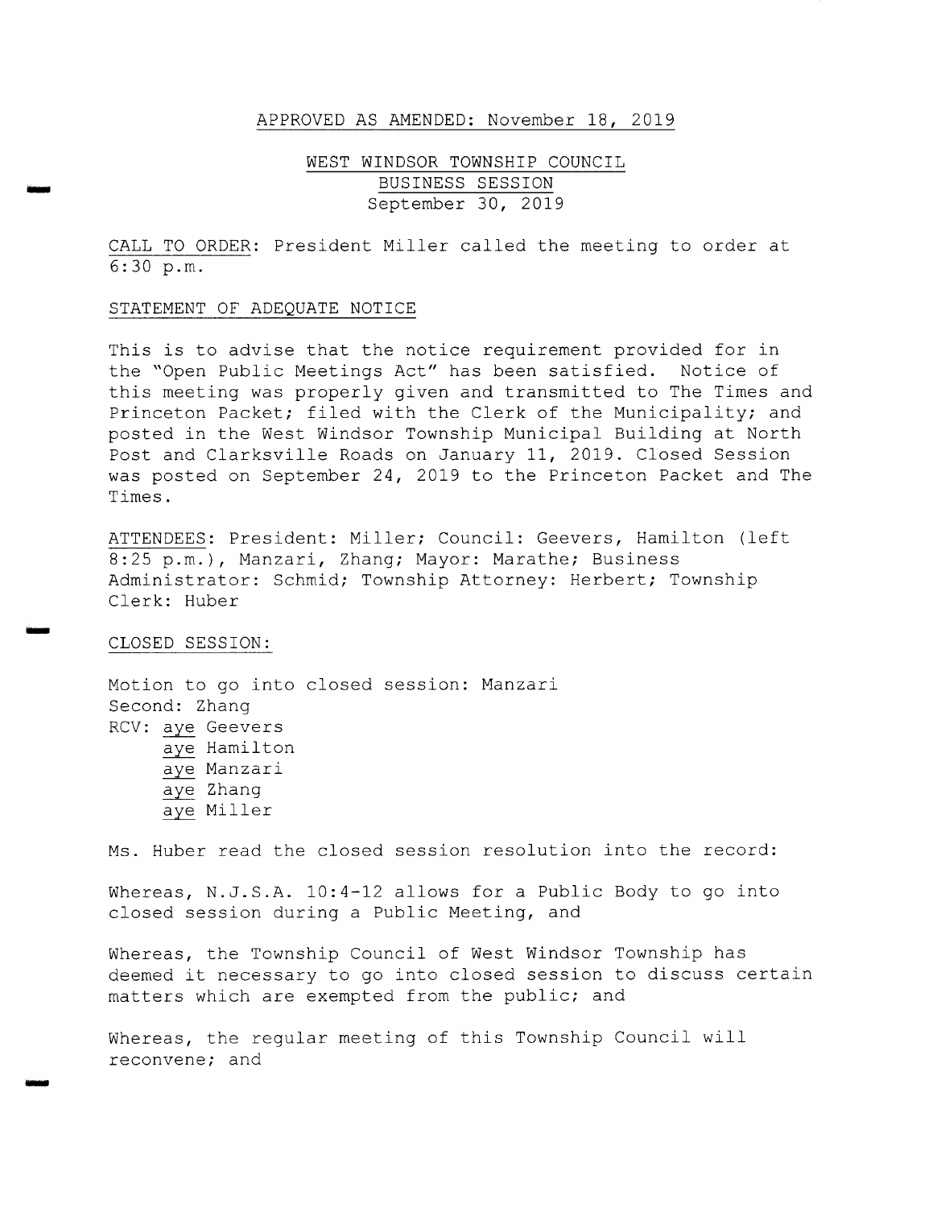APPROVED AS AMENDED: November 18, 2019

# WEST WINDSOR TOWNSHIP COUNCIL
## BUSINESS SESSION
September 30, 2019

CALL TO ORDER: President Miller called the meeting to order at 6:30 p.m.

STATEMENT OF ADEQUATE NOTICE

This is to advise that the notice requirement provided for in the "Open Public Meetings Act" has been satisfied. Notice of this meeting was properly given and transmitted to The Times and Princeton Packet; filed with the Clerk of the Municipality; and posted in the West Windsor Township Municipal Building at North Post and Clarksville Roads on January 11, 2019. Closed Session was posted on September 24, 2019 to the Princeton Packet and The Times.

ATTENDEES: President: Miller; Council: Geevers, Hamilton (left 8:25 p.m.), Manzari, Zhang; Mayor: Marathe; Business Administrator: Schmid; Township Attorney: Herbert; Township Clerk: Huber

CLOSED SESSION:

Motion to go into closed session: Manzari
Second: Zhang
RCV: aye Geevers
aye Hamilton
aye Manzari
aye Zhang
aye Miller

Ms. Huber read the closed session resolution into the record:

Whereas, N.J.S.A. 10:4-12 allows for a Public Body to go into closed session during a Public Meeting, and

Whereas, the Township Council of West Windsor Township has deemed it necessary to go into closed session to discuss certain matters which are exempted from the public; and

Whereas, the regular meeting of this Township Council will reconvene; and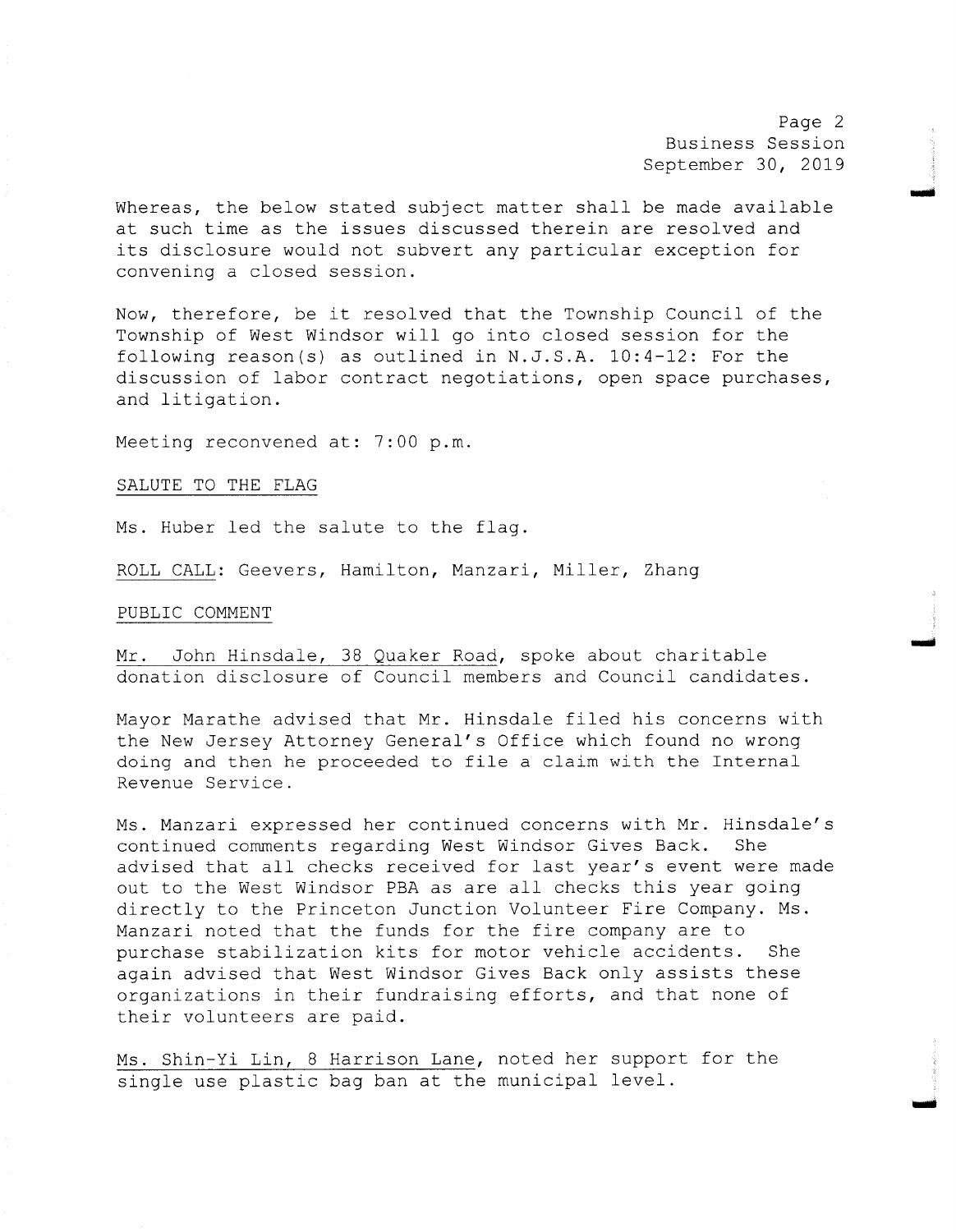Whereas, the below stated subject matter shall be made available at such time as the issues discussed therein are resolved and its disclosure would not subvert any particular exception for convening a closed session.

Now, therefore, be it resolved that the Township Council of the Township of West Windsor will go into closed session for the following reason(s) as outlined in N.J.S.A. 10:4-12: For the discussion of labor contract negotiations, open space purchases, and litigation.

Meeting reconvened at: 7:00 p.m.

SALUTE TO THE FLAG

Ms. Huber led the salute to the flag.

ROLL CALL: Geevers, Hamilton, Manzari, Miller, Zhang

PUBLIC COMMENT

Mr. John Hinsdale, 38 Quaker Road, spoke about charitable donation disclosure of Council members and Council candidates.

Mayor Marathe advised that Mr. Hinsdale filed his concerns with the New Jersey Attorney General's Office which found no wrong doing and then he proceeded to file a claim with the Internal Revenue Service.

Ms. Manzari expressed her continued concerns with Mr. Hinsdale's continued comments regarding West Windsor Gives Back. She advised that all checks received for last year's event were made out to the West Windsor PBA as are all checks this year going directly to the Princeton Junction Volunteer Fire Company. Ms. Manzari noted that the funds for the fire company are to purchase stabilization kits for motor vehicle accidents. She again advised that West Windsor Gives Back only assists these organizations in their fundraising efforts, and that none of their volunteers are paid.

Ms. Shin-Yi Lin, 8 Harrison Lane, noted her support for the single use plastic bag ban at the municipal level.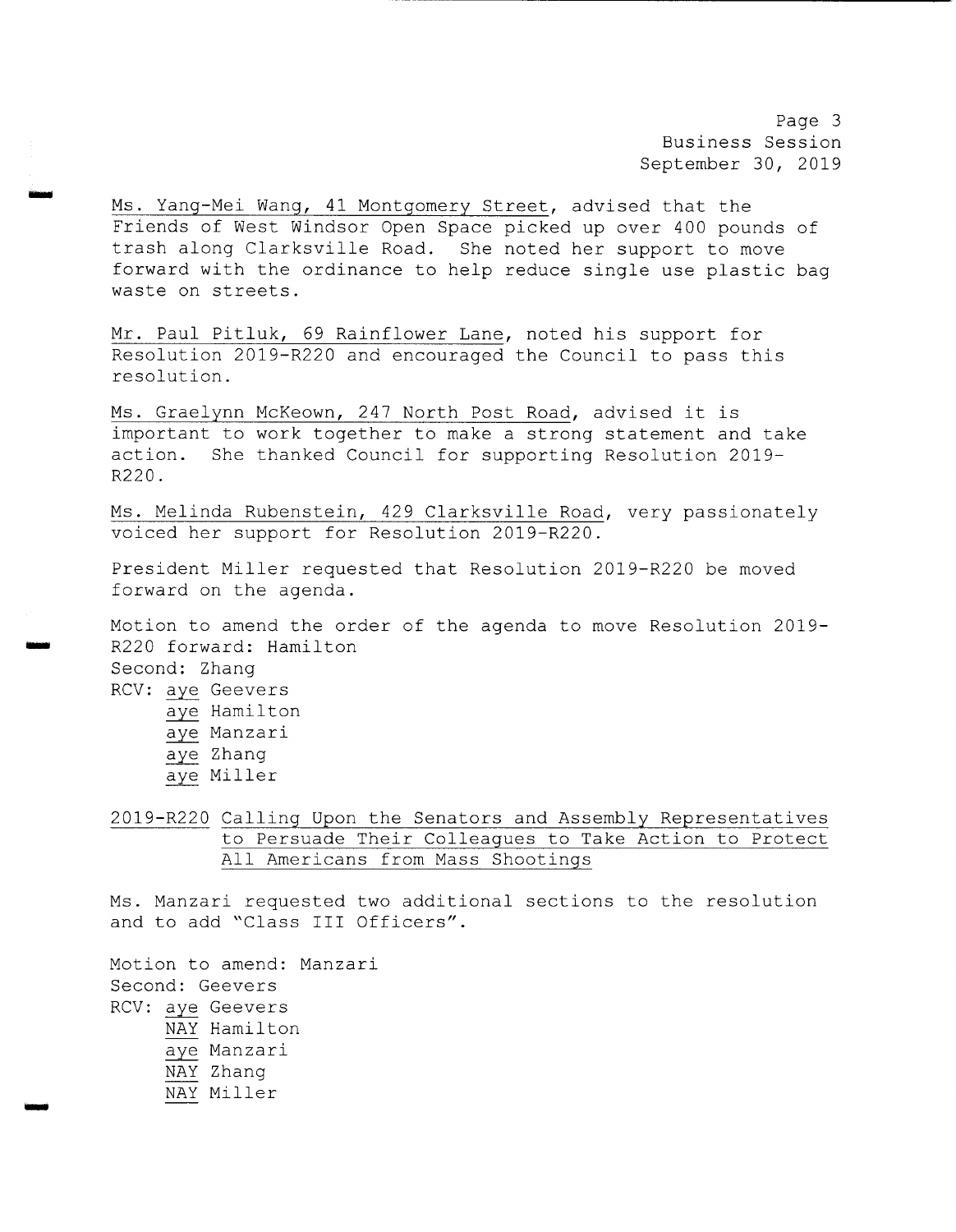Ms. Yang-Mei Wang, 41 Montgomery Street, advised that the Friends of West Windsor Open Space picked up over 400 pounds of trash along Clarksville Road. She noted her support to move forward with the ordinance to help reduce single use plastic bag waste on streets.

Mr. Paul Pitluk, 69 Rainflower Lane, noted his support for Resolution 2019-R220 and encouraged the Council to pass this resolution.

Ms. Graelynn McKeown, 247 North Post Road, advised it is important to work together to make a strong statement and take action. She thanked Council for supporting Resolution 2019-R220.

Ms. Melinda Rubenstein, 429 Clarksville Road, very passionately voiced her support for Resolution 2019-R220.

President Miller requested that Resolution 2019-R220 be moved forward on the agenda.

Motion to amend the order of the agenda to move Resolution 2019-R220 forward: Hamilton
Second: Zhang
RCV: aye Geevers
aye Hamilton
aye Manzari
aye Zhang
aye Miller

2019-R220 Calling Upon the Senators and Assembly Representatives to Persuade Their Colleagues to Take Action to Protect All Americans from Mass Shootings

Ms. Manzari requested two additional sections to the resolution and to add "Class III Officers".

Motion to amend: Manzari
Second: Geevers
RCV: aye Geevers
NAY Hamilton
aye Manzari
NAY Zhang
NAY Miller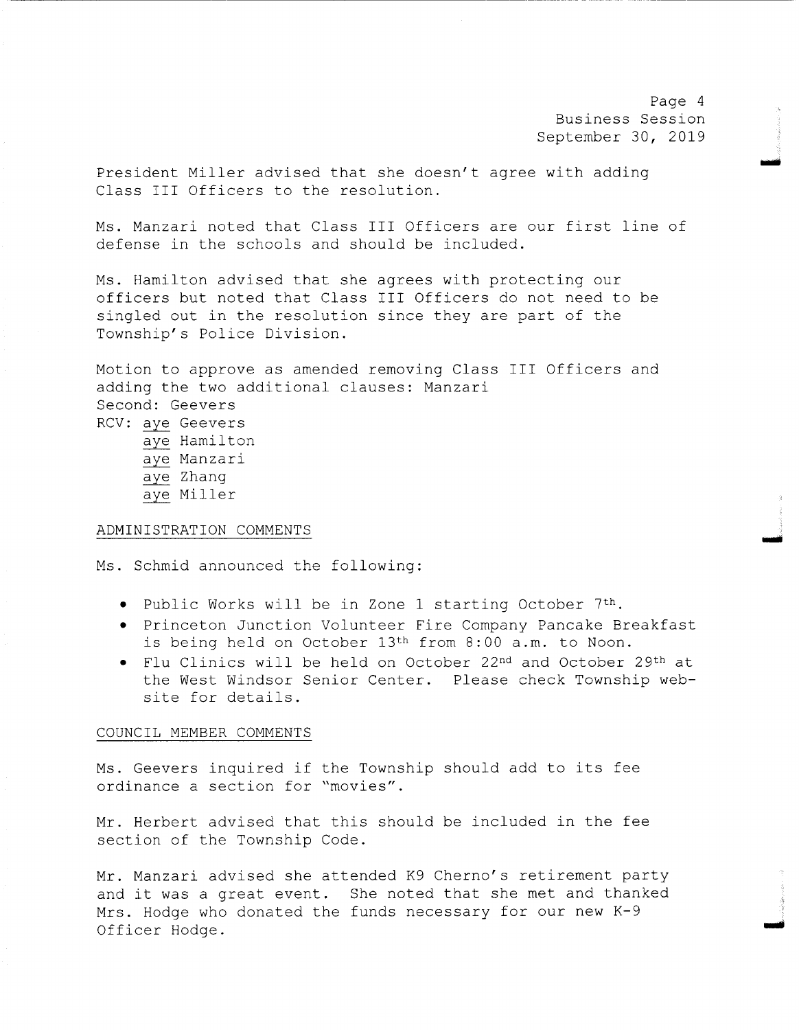President Miller advised that she doesn't agree with adding Class III Officers to the resolution.

Ms. Manzari noted that Class III Officers are our first line of defense in the schools and should be included.

Ms. Hamilton advised that she agrees with protecting our officers but noted that Class III Officers do not need to be singled out in the resolution since they are part of the Township's Police Division.

Motion to approve as amended removing Class III Officers and adding the two additional clauses: Manzari
Second: Geevers
RCV: aye Geevers
aye Hamilton
aye Manzari
aye Zhang
aye Miller

## ADMINISTRATION COMMENTS

Ms. Schmid announced the following:

- Public Works will be in Zone 1 starting October 7th.
- Princeton Junction Volunteer Fire Company Pancake Breakfast is being held on October 13th from 8:00 a.m. to Noon.
- Flu Clinics will be held on October 22nd and October 29th at the West Windsor Senior Center. Please check Township web-site for details.

## COUNCIL MEMBER COMMENTS

Ms. Geevers inquired if the Township should add to its fee ordinance a section for "movies".

Mr. Herbert advised that this should be included in the fee section of the Township Code.

Mr. Manzari advised she attended K9 Cherno's retirement party and it was a great event. She noted that she met and thanked Mrs. Hodge who donated the funds necessary for our new K-9 Officer Hodge.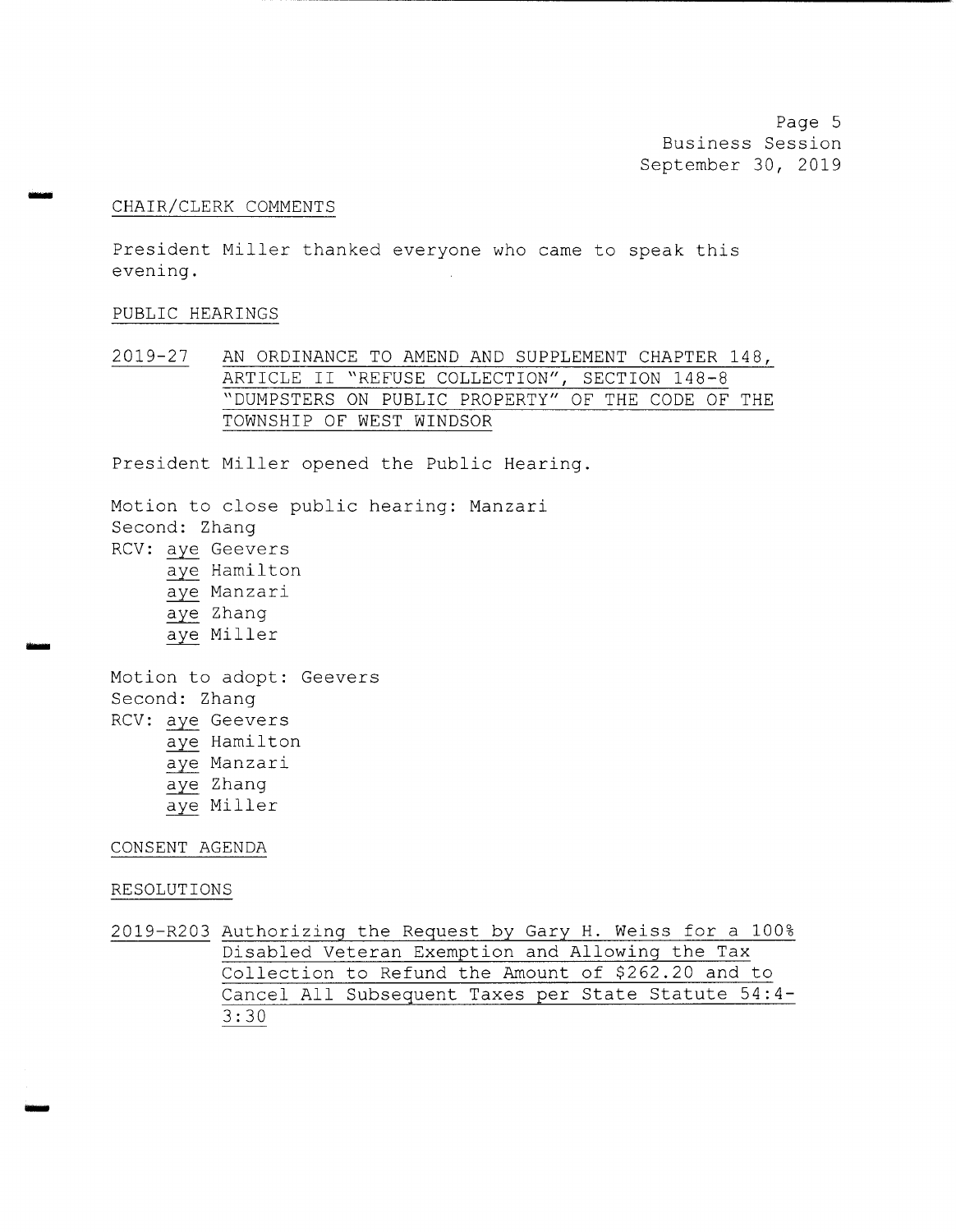CHAIR/CLERK COMMENTS

President Miller thanked everyone who came to speak this evening.

PUBLIC HEARINGS

2019-27 AN ORDINANCE TO AMEND AND SUPPLEMENT CHAPTER 148, ARTICLE II "REFUSE COLLECTION", SECTION 148-8 "DUMPSTERS ON PUBLIC PROPERTY" OF THE CODE OF THE TOWNSHIP OF WEST WINDSOR

President Miller opened the Public Hearing.

Motion to close public hearing: Manzari
Second: Zhang
RCV: aye Geevers
aye Hamilton
aye Manzari
aye Zhang
aye Miller

Motion to adopt: Geevers
Second: Zhang
RCV: aye Geevers
aye Hamilton
aye Manzari
aye Zhang
aye Miller

CONSENT AGENDA

RESOLUTIONS

2019-R203 Authorizing the Request by Gary H. Weiss for a 100% Disabled Veteran Exemption and Allowing the Tax Collection to Refund the Amount of $262.20 and to Cancel All Subsequent Taxes per State Statute 54:4-3:30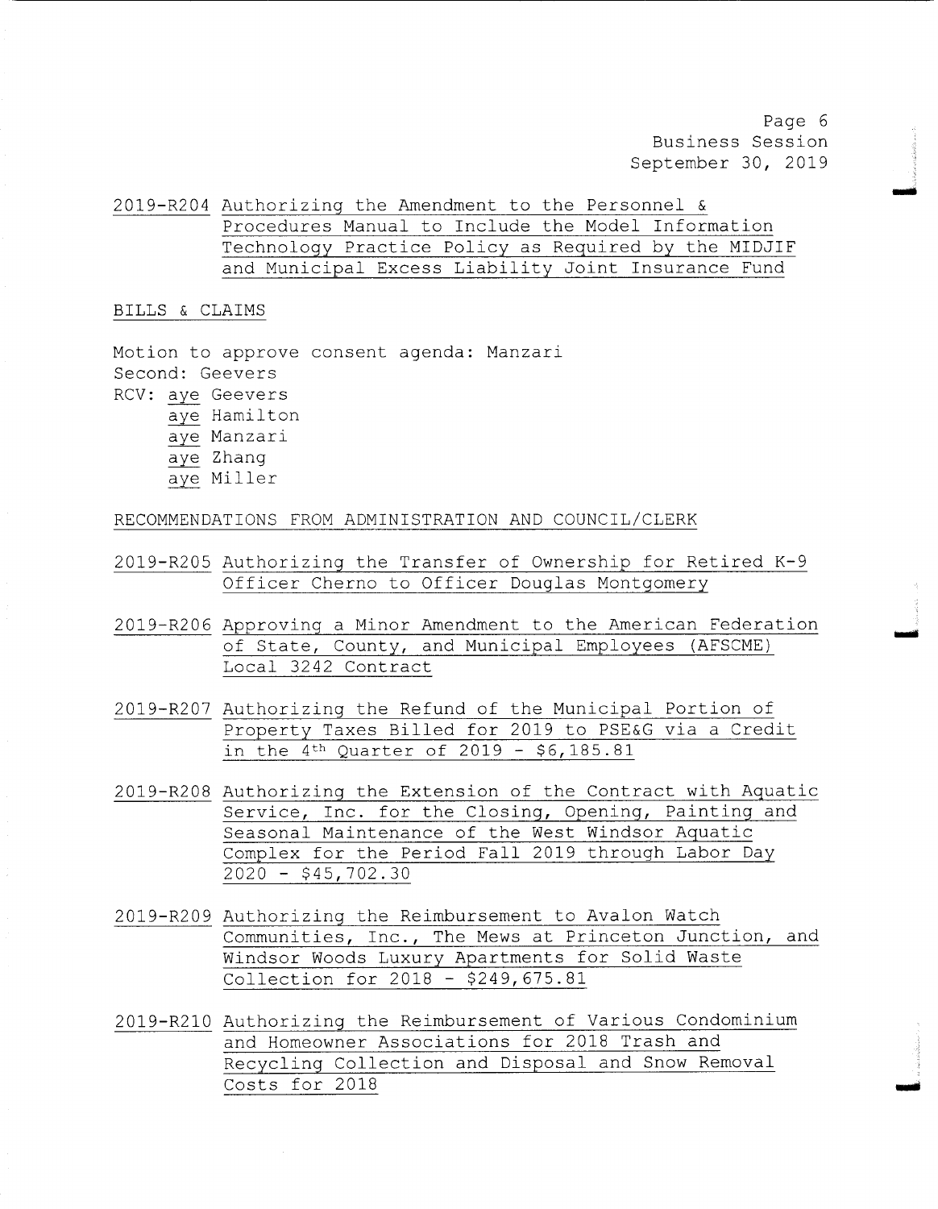2019-R204 Authorizing the Amendment to the Personnel & Procedures Manual to Include the Model Information Technology Practice Policy as Required by the MIDJIF and Municipal Excess Liability Joint Insurance Fund

BILLS & CLAIMS

Motion to approve consent agenda: Manzari
Second: Geevers
RCV: aye Geevers
aye Hamilton
aye Manzari
aye Zhang
aye Miller

RECOMMENDATIONS FROM ADMINISTRATION AND COUNCIL/CLERK

2019-R205 Authorizing the Transfer of Ownership for Retired K-9 Officer Cherno to Officer Douglas Montgomery

2019-R206 Approving a Minor Amendment to the American Federation of State, County, and Municipal Employees (AFSCME) Local 3242 Contract

2019-R207 Authorizing the Refund of the Municipal Portion of Property Taxes Billed for 2019 to PSE&G via a Credit in the 4th Quarter of 2019 - $6,185.81

2019-R208 Authorizing the Extension of the Contract with Aquatic Service, Inc. for the Closing, Opening, Painting and Seasonal Maintenance of the West Windsor Aquatic Complex for the Period Fall 2019 through Labor Day 2020 - $45,702.30

2019-R209 Authorizing the Reimbursement to Avalon Watch Communities, Inc., The Mews at Princeton Junction, and Windsor Woods Luxury Apartments for Solid Waste Collection for 2018 - $249,675.81

2019-R210 Authorizing the Reimbursement of Various Condominium and Homeowner Associations for 2018 Trash and Recycling Collection and Disposal and Snow Removal Costs for 2018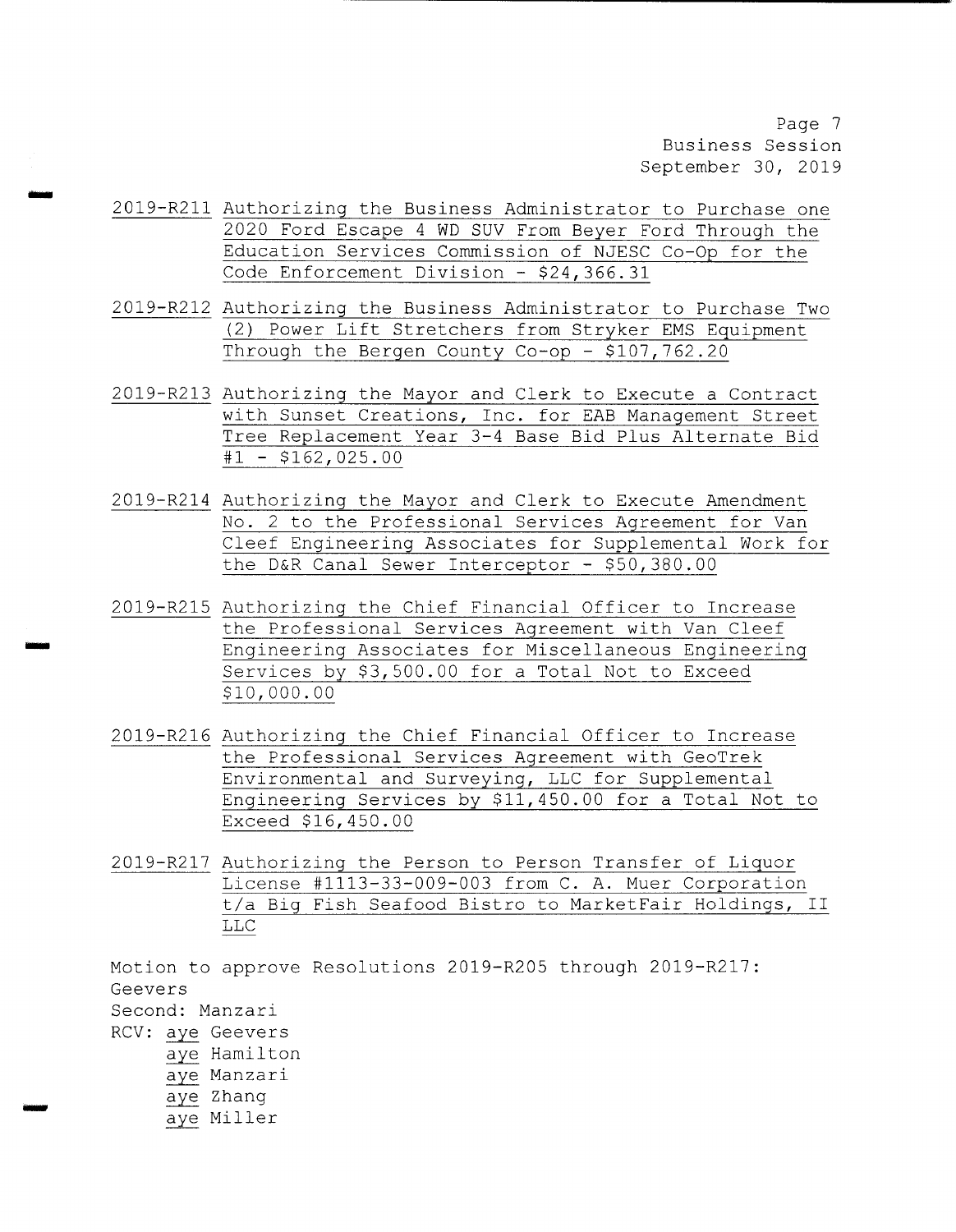2019-R211 Authorizing the Business Administrator to Purchase one 2020 Ford Escape 4 WD SUV From Beyer Ford Through the Education Services Commission of NJESC Co-Op for the Code Enforcement Division - $24,366.31

2019-R212 Authorizing the Business Administrator to Purchase Two (2) Power Lift Stretchers from Stryker EMS Equipment Through the Bergen County Co-op - $107,762.20

2019-R213 Authorizing the Mayor and Clerk to Execute a Contract with Sunset Creations, Inc. for EAB Management Street Tree Replacement Year 3-4 Base Bid Plus Alternate Bid #1 - $162,025.00

2019-R214 Authorizing the Mayor and Clerk to Execute Amendment No. 2 to the Professional Services Agreement for Van Cleef Engineering Associates for Supplemental Work for the D&R Canal Sewer Interceptor - $50,380.00

2019-R215 Authorizing the Chief Financial Officer to Increase the Professional Services Agreement with Van Cleef Engineering Associates for Miscellaneous Engineering Services by $3,500.00 for a Total Not to Exceed $10,000.00

2019-R216 Authorizing the Chief Financial Officer to Increase the Professional Services Agreement with GeoTrek Environmental and Surveying, LLC for Supplemental Engineering Services by $11,450.00 for a Total Not to Exceed $16,450.00

2019-R217 Authorizing the Person to Person Transfer of Liquor License #1113-33-009-003 from C. A. Muer Corporation t/a Big Fish Seafood Bistro to MarketFair Holdings, II LLC

Motion to approve Resolutions 2019-R205 through 2019-R217: Geevers
Second: Manzari
RCV: aye Geevers
aye Hamilton
aye Manzari
aye Zhang
aye Miller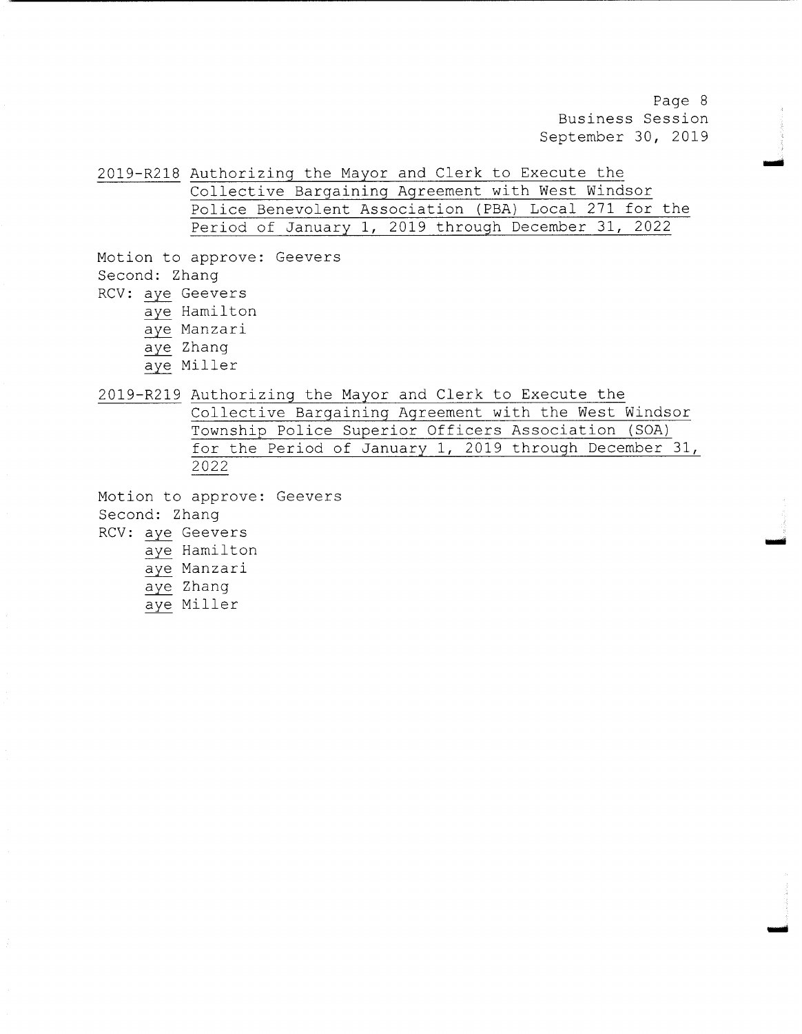2019-R218 Authorizing the Mayor and Clerk to Execute the Collective Bargaining Agreement with West Windsor Police Benevolent Association (PBA) Local 271 for the Period of January 1, 2019 through December 31, 2022

Motion to approve: Geevers
Second: Zhang
RCV: aye Geevers
aye Hamilton
aye Manzari
aye Zhang
aye Miller

2019-R219 Authorizing the Mayor and Clerk to Execute the Collective Bargaining Agreement with the West Windsor Township Police Superior Officers Association (SOA) for the Period of January 1, 2019 through December 31, 2022

Motion to approve: Geevers
Second: Zhang
RCV: aye Geevers
aye Hamilton
aye Manzari
aye Zhang
aye Miller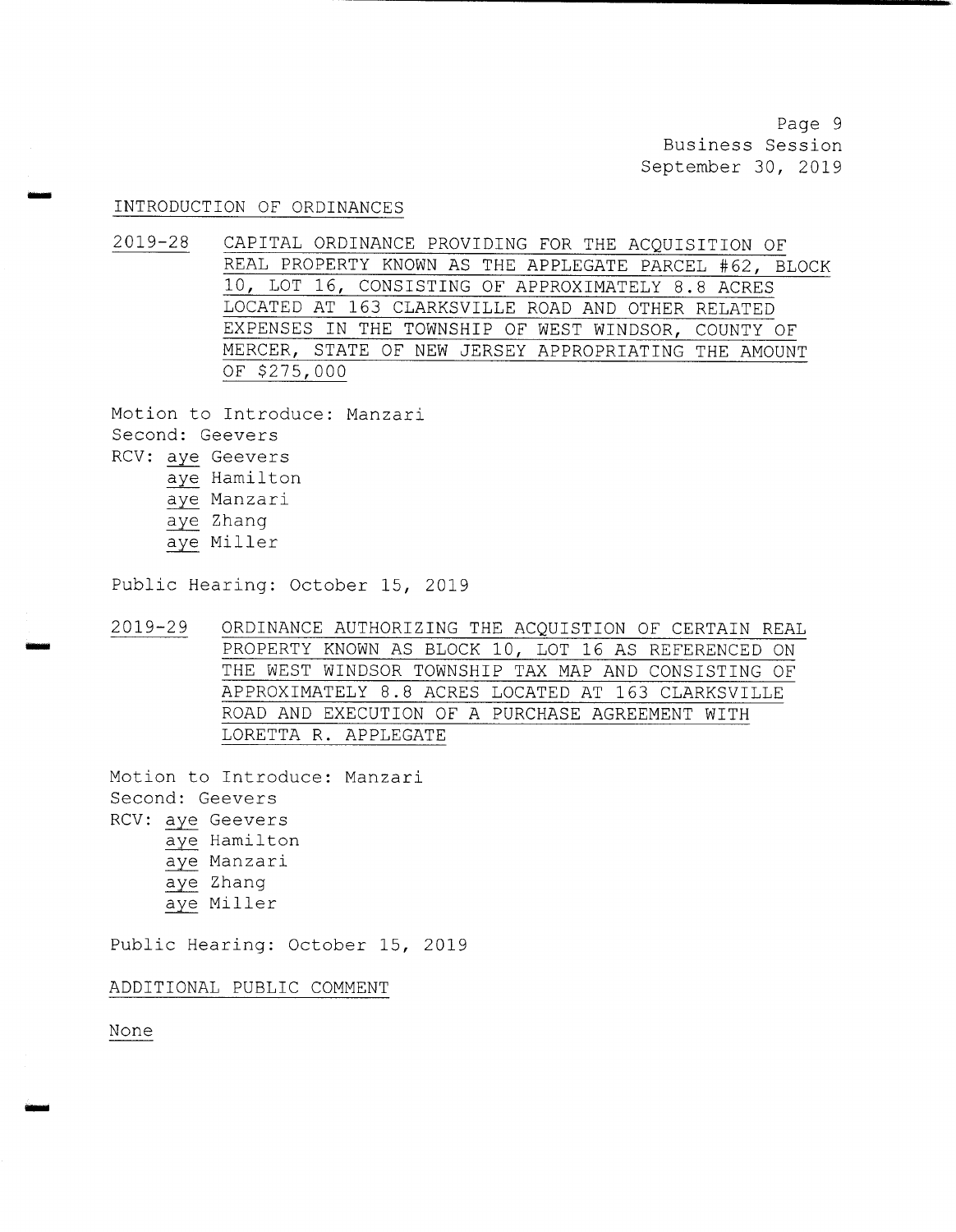## INTRODUCTION OF ORDINANCES

2019-28 CAPITAL ORDINANCE PROVIDING FOR THE ACQUISITION OF REAL PROPERTY KNOWN AS THE APPLEGATE PARCEL #62, BLOCK 10, LOT 16, CONSISTING OF APPROXIMATELY 8.8 ACRES LOCATED AT 163 CLARKSVILLE ROAD AND OTHER RELATED EXPENSES IN THE TOWNSHIP OF WEST WINDSOR, COUNTY OF MERCER, STATE OF NEW JERSEY APPROPRIATING THE AMOUNT OF $275,000

Motion to Introduce: Manzari
Second: Geevers
RCV: aye Geevers
aye Hamilton
aye Manzari
aye Zhang
aye Miller

Public Hearing: October 15, 2019

2019-29 ORDINANCE AUTHORIZING THE ACQUISTION OF CERTAIN REAL PROPERTY KNOWN AS BLOCK 10, LOT 16 AS REFERENCED ON THE WEST WINDSOR TOWNSHIP TAX MAP AND CONSISTING OF APPROXIMATELY 8.8 ACRES LOCATED AT 163 CLARKSVILLE ROAD AND EXECUTION OF A PURCHASE AGREEMENT WITH LORETTA R. APPLEGATE

Motion to Introduce: Manzari
Second: Geevers
RCV: aye Geevers
aye Hamilton
aye Manzari
aye Zhang
aye Miller

Public Hearing: October 15, 2019

## ADDITIONAL PUBLIC COMMENT

None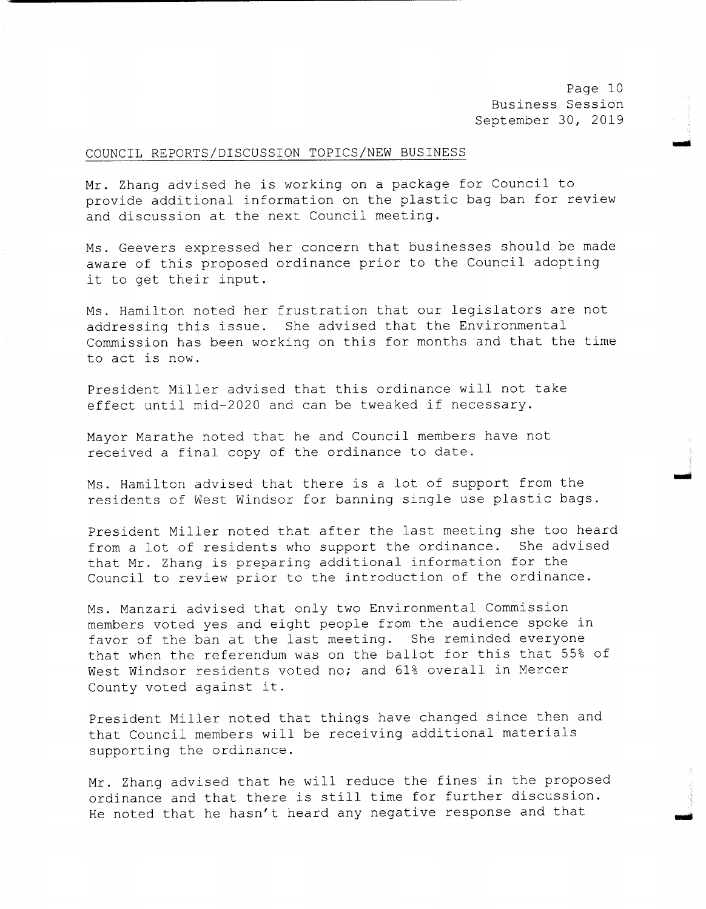## COUNCIL REPORTS/DISCUSSION TOPICS/NEW BUSINESS

Mr. Zhang advised he is working on a package for Council to provide additional information on the plastic bag ban for review and discussion at the next Council meeting.

Ms. Geevers expressed her concern that businesses should be made aware of this proposed ordinance prior to the Council adopting it to get their input.

Ms. Hamilton noted her frustration that our legislators are not addressing this issue. She advised that the Environmental Commission has been working on this for months and that the time to act is now.

President Miller advised that this ordinance will not take effect until mid-2020 and can be tweaked if necessary.

Mayor Marathe noted that he and Council members have not received a final copy of the ordinance to date.

Ms. Hamilton advised that there is a lot of support from the residents of West Windsor for banning single use plastic bags.

President Miller noted that after the last meeting she too heard from a lot of residents who support the ordinance. She advised that Mr. Zhang is preparing additional information for the Council to review prior to the introduction of the ordinance.

Ms. Manzari advised that only two Environmental Commission members voted yes and eight people from the audience spoke in favor of the ban at the last meeting. She reminded everyone that when the referendum was on the ballot for this that 55% of West Windsor residents voted no; and 61% overall in Mercer County voted against it.

President Miller noted that things have changed since then and that Council members will be receiving additional materials supporting the ordinance.

Mr. Zhang advised that he will reduce the fines in the proposed ordinance and that there is still time for further discussion. He noted that he hasn't heard any negative response and that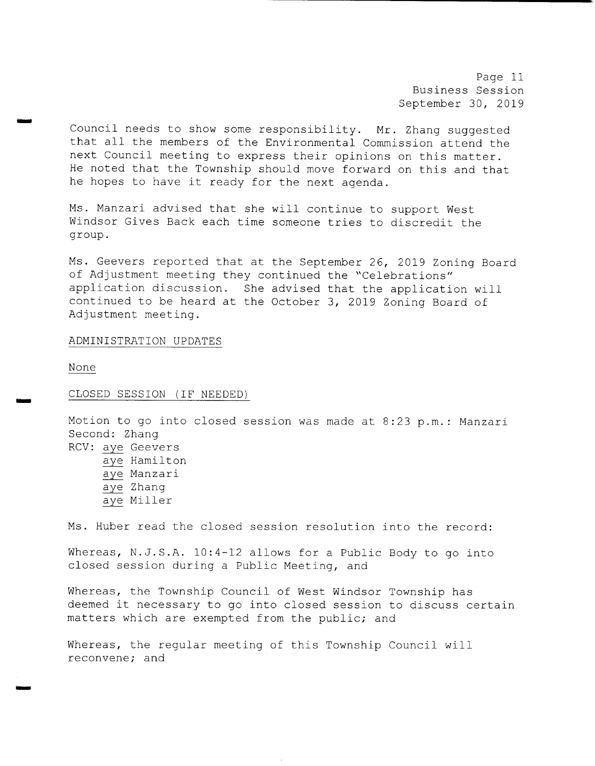Council needs to show some responsibility. Mr. Zhang suggested that all the members of the Environmental Commission attend the next Council meeting to express their opinions on this matter. He noted that the Township should move forward on this and that he hopes to have it ready for the next agenda.

Ms. Manzari advised that she will continue to support West Windsor Gives Back each time someone tries to discredit the group.

Ms. Geevers reported that at the September 26, 2019 Zoning Board of Adjustment meeting they continued the "Celebrations" application discussion. She advised that the application will continued to be heard at the October 3, 2019 Zoning Board of Adjustment meeting.

ADMINISTRATION UPDATES

None

CLOSED SESSION (IF NEEDED)

Motion to go into closed session was made at 8:23 p.m.: Manzari
Second: Zhang
RCV: aye Geevers
aye Hamilton
aye Manzari
aye Zhang
aye Miller

Ms. Huber read the closed session resolution into the record:

Whereas, N.J.S.A. 10:4-12 allows for a Public Body to go into closed session during a Public Meeting, and

Whereas, the Township Council of West Windsor Township has deemed it necessary to go into closed session to discuss certain matters which are exempted from the public; and

Whereas, the regular meeting of this Township Council will reconvene; and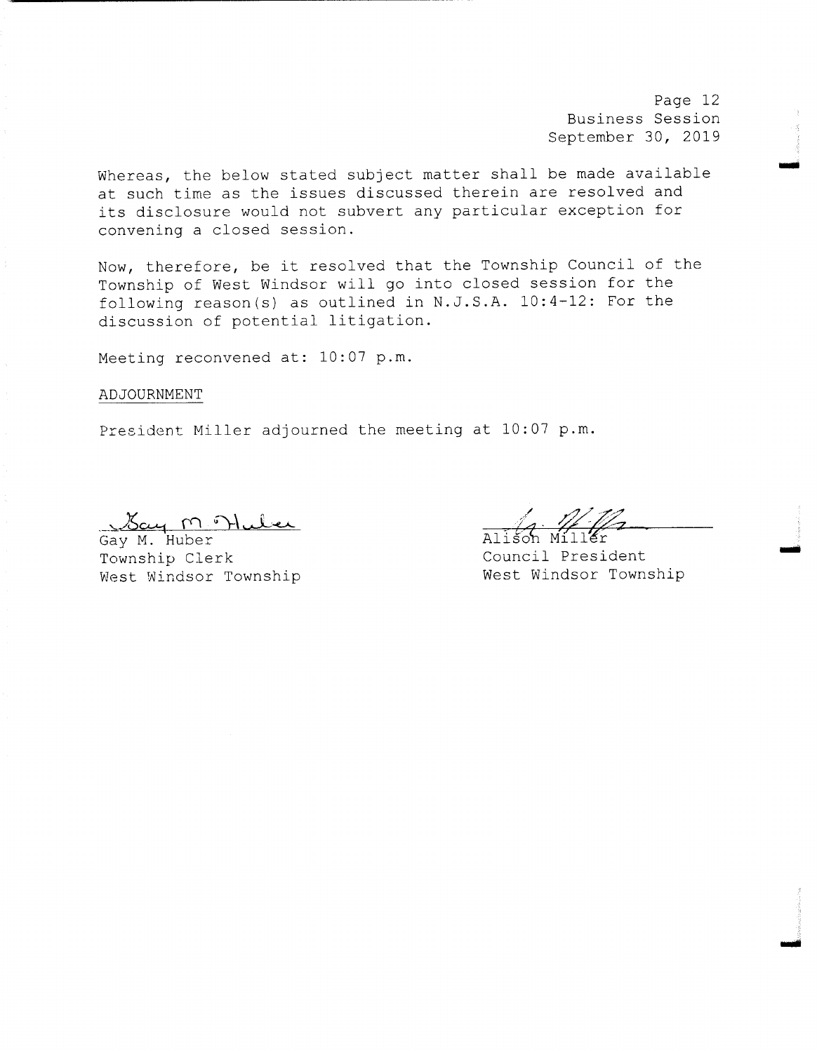Whereas, the below stated subject matter shall be made available at such time as the issues discussed therein are resolved and its disclosure would not subvert any particular exception for convening a closed session.

Now, therefore, be it resolved that the Township Council of the Township of West Windsor will go into closed session for the following reason(s) as outlined in N.J.S.A. 10:4-12: For the discussion of potential litigation.

Meeting reconvened at: 10:07 p.m.

ADJOURNMENT

President Miller adjourned the meeting at 10:07 p.m.

Gay M. Huber
Township Clerk
West Windsor Township

Alison Miller
Council President
West Windsor Township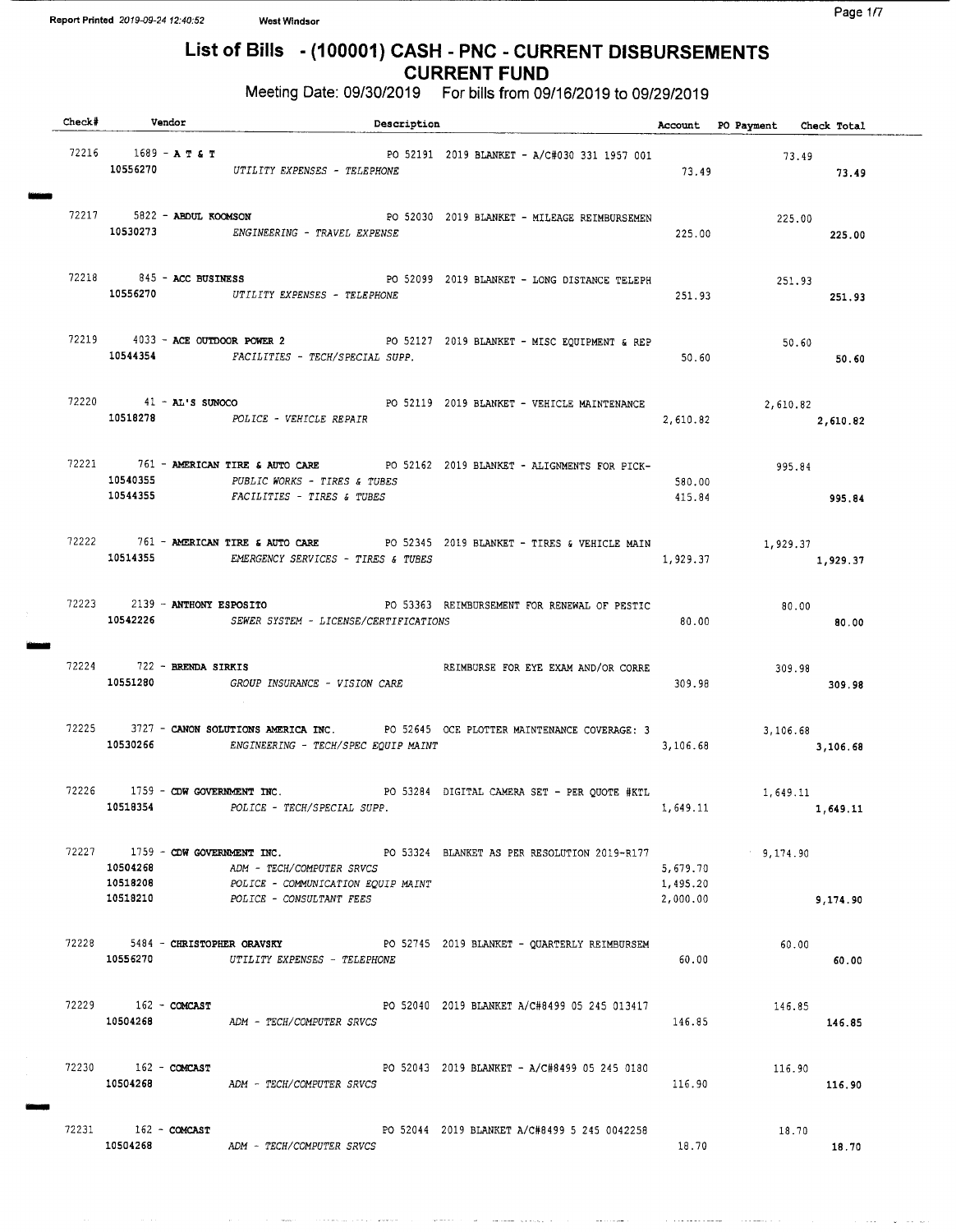# List of Bills - (100001) CASH - PNC - CURRENT DISBURSEMENTS
## CURRENT FUND

Meeting Date: 09/30/2019 For bills from 09/16/2019 to 09/29/2019

| Check# | Vendor | Description | Account | PO Payment | Check Total |
|---|---|---|---|---|---|
| 72216 | 1689 - **A T & T** | PO 52191 2019 BLANKET - A/C#030 331 1957 001 | | 73.49 | |
| | 10556270 | *UTILITY EXPENSES - TELEPHONE* | 73.49 | | **73.49** |
| 72217 | 5822 - **ABDUL KOOMSON** | PO 52030 2019 BLANKET - MILEAGE REIMBURSEMEN | | 225.00 | |
| | 10530273 | *ENGINEERING - TRAVEL EXPENSE* | 225.00 | | **225.00** |
| 72218 | 845 - **ACC BUSINESS** | PO 52099 2019 BLANKET - LONG DISTANCE TELEPH | | 251.93 | |
| | 10556270 | *UTILITY EXPENSES - TELEPHONE* | 251.93 | | **251.93** |
| 72219 | 4033 - **ACE OUTDOOR POWER 2** | PO 52127 2019 BLANKET - MISC EQUIPMENT & REP | | 50.60 | |
| | 10544354 | *FACILITIES - TECH/SPECIAL SUPP.* | 50.60 | | **50.60** |
| 72220 | 41 - **AL'S SUNOCO** | PO 52119 2019 BLANKET - VEHICLE MAINTENANCE | | 2,610.82 | |
| | 10518278 | *POLICE - VEHICLE REPAIR* | 2,610.82 | | **2,610.82** |
| 72221 | 761 - **AMERICAN TIRE & AUTO CARE** | PO 52162 2019 BLANKET - ALIGNMENTS FOR PICK- | | 995.84 | |
| | 10540355 | *PUBLIC WORKS - TIRES & TUBES* | 580.00 | | |
| | 10544355 | *FACILITIES - TIRES & TUBES* | 415.84 | | **995.84** |
| 72222 | 761 - **AMERICAN TIRE & AUTO CARE** | PO 52345 2019 BLANKET - TIRES & VEHICLE MAIN | | 1,929.37 | |
| | 10514355 | *EMERGENCY SERVICES - TIRES & TUBES* | 1,929.37 | | **1,929.37** |
| 72223 | 2139 - **ANTHONY ESPOSITO** | PO 53363 REIMBURSEMENT FOR RENEWAL OF PESTIC | | 80.00 | |
| | 10542226 | *SEWER SYSTEM - LICENSE/CERTIFICATIONS* | 80.00 | | **80.00** |
| 72224 | 722 - **BRENDA SIRKIS** | REIMBURSE FOR EYE EXAM AND/OR CORRE | | 309.98 | |
| | 10551280 | *GROUP INSURANCE - VISION CARE* | 309.98 | | **309.98** |
| 72225 | 3727 - **CANON SOLUTIONS AMERICA INC.** | PO 52645 OCE PLOTTER MAINTENANCE COVERAGE: 3 | | 3,106.68 | |
| | 10530266 | *ENGINEERING - TECH/SPEC EQUIP MAINT* | 3,106.68 | | **3,106.68** |
| 72226 | 1759 - **CDW GOVERNMENT INC.** | PO 53284 DIGITAL CAMERA SET - PER QUOTE #KTL | | 1,649.11 | |
| | 10518354 | *POLICE - TECH/SPECIAL SUPP.* | 1,649.11 | | **1,649.11** |
| 72227 | 1759 - **CDW GOVERNMENT INC.** | PO 53324 BLANKET AS PER RESOLUTION 2019-R177 | | 9,174.90 | |
| | 10504268 | *ADM - TECH/COMPUTER SRVCS* | 5,679.70 | | |
| | 10518208 | *POLICE - COMMUNICATION EQUIP MAINT* | 1,495.20 | | |
| | 10518210 | *POLICE - CONSULTANT FEES* | 2,000.00 | | **9,174.90** |
| 72228 | 5484 - **CHRISTOPHER ORAVSKY** | PO 52745 2019 BLANKET - QUARTERLY REIMBURSEM | | 60.00 | |
| | 10556270 | *UTILITY EXPENSES - TELEPHONE* | 60.00 | | **60.00** |
| 72229 | 162 - **COMCAST** | PO 52040 2019 BLANKET A/C#8499 05 245 013417 | | 146.85 | |
| | 10504268 | *ADM - TECH/COMPUTER SRVCS* | 146.85 | | **146.85** |
| 72230 | 162 - **COMCAST** | PO 52043 2019 BLANKET - A/C#8499 05 245 0180 | | 116.90 | |
| | 10504268 | *ADM - TECH/COMPUTER SRVCS* | 116.90 | | **116.90** |
| 72231 | 162 - **COMCAST** | PO 52044 2019 BLANKET A/C#8499 5 245 0042258 | | 18.70 | |
| | 10504268 | *ADM - TECH/COMPUTER SRVCS* | 18.70 | | **18.70** |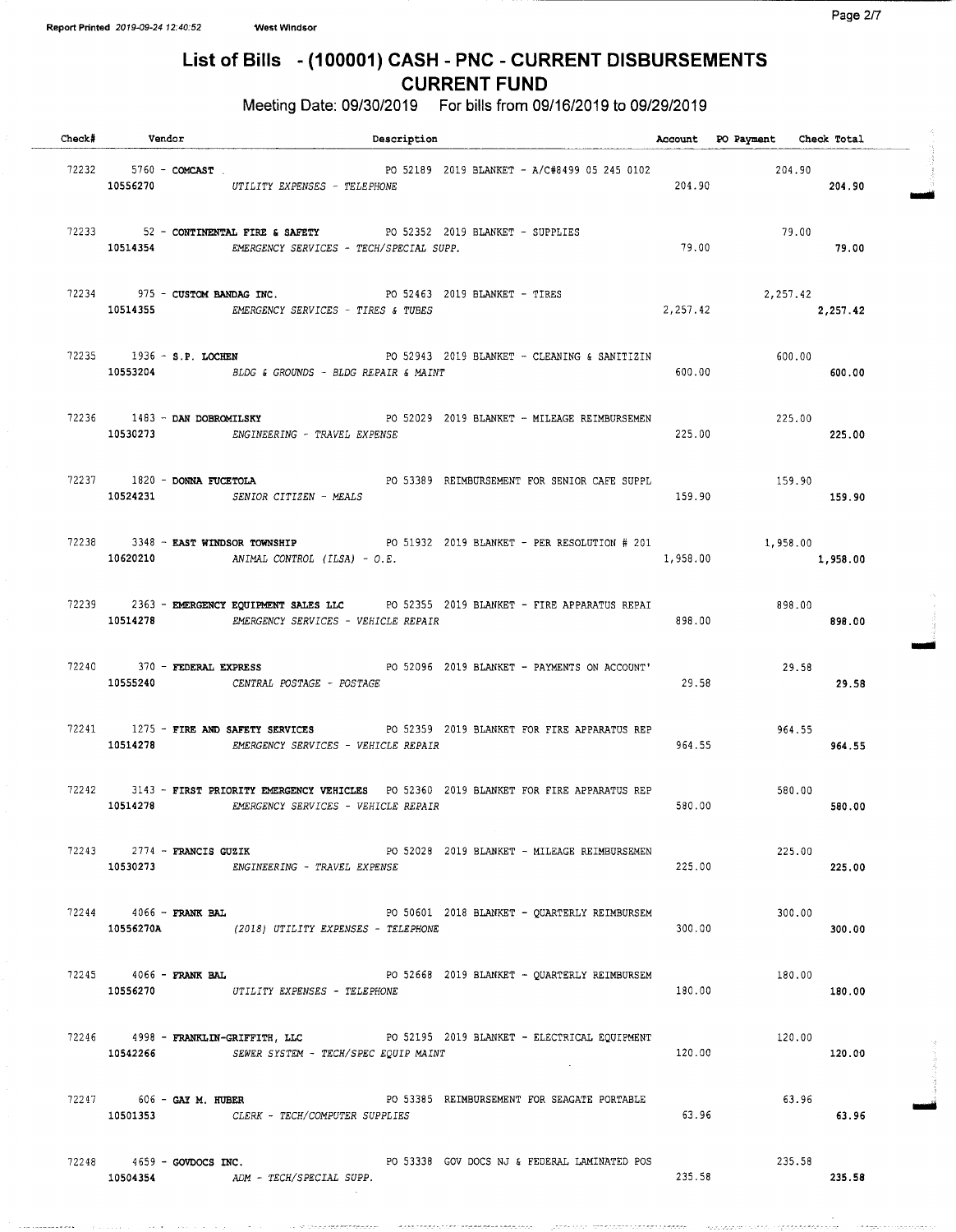Report Printed 2019-09-24 12:40:52 West Windsor

# List of Bills - (100001) CASH - PNC - CURRENT DISBURSEMENTS
## CURRENT FUND

Meeting Date: 09/30/2019 For bills from 09/16/2019 to 09/29/2019

| Check# | Vendor | Description | Account | PO Payment | Check Total |
|---|---|---|---|---|---|
| 72232 | 5760 - **COMCAST** | PO 52189 2019 BLANKET - A/C#8499 05 245 0102 | | 204.90 | |
| | 10556270 | *UTILITY EXPENSES - TELEPHONE* | 204.90 | | **204.90** |
| 72233 | 52 - **CONTINENTAL FIRE & SAFETY** | PO 52352 2019 BLANKET - SUPPLIES | | 79.00 | |
| | 10514354 | *EMERGENCY SERVICES - TECH/SPECIAL SUPP.* | 79.00 | | **79.00** |
| 72234 | 975 - **CUSTOM BANDAG INC.** | PO 52463 2019 BLANKET - TIRES | | 2,257.42 | |
| | 10514355 | *EMERGENCY SERVICES - TIRES & TUBES* | 2,257.42 | | **2,257.42** |
| 72235 | 1936 - **S.P. LOCHEN** | PO 52943 2019 BLANKET - CLEANING & SANITIZIN | | 600.00 | |
| | 10553204 | *BLDG & GROUNDS - BLDG REPAIR & MAINT* | 600.00 | | **600.00** |
| 72236 | 1483 - **DAN DOBROMILSKY** | PO 52029 2019 BLANKET - MILEAGE REIMBURSEMEN | | 225.00 | |
| | 10530273 | *ENGINEERING - TRAVEL EXPENSE* | 225.00 | | **225.00** |
| 72237 | 1820 - **DONNA FUCETOLA** | PO 53389 REIMBURSEMENT FOR SENIOR CAFE SUPPL | | 159.90 | |
| | 10524231 | *SENIOR CITIZEN - MEALS* | 159.90 | | **159.90** |
| 72238 | 3348 - **EAST WINDSOR TOWNSHIP** | PO 51932 2019 BLANKET - PER RESOLUTION # 201 | | 1,958.00 | |
| | 10620210 | *ANIMAL CONTROL (ILSA) - O.E.* | 1,958.00 | | **1,958.00** |
| 72239 | 2363 - **EMERGENCY EQUIPMENT SALES LLC** | PO 52355 2019 BLANKET - FIRE APPARATUS REPAI | | 898.00 | |
| | 10514278 | *EMERGENCY SERVICES - VEHICLE REPAIR* | 898.00 | | **898.00** |
| 72240 | 370 - **FEDERAL EXPRESS** | PO 52096 2019 BLANKET - PAYMENTS ON ACCOUNT' | | 29.58 | |
| | 10555240 | *CENTRAL POSTAGE - POSTAGE* | 29.58 | | **29.58** |
| 72241 | 1275 - **FIRE AND SAFETY SERVICES** | PO 52359 2019 BLANKET FOR FIRE APPARATUS REP | | 964.55 | |
| | 10514278 | *EMERGENCY SERVICES - VEHICLE REPAIR* | 964.55 | | **964.55** |
| 72242 | 3143 - **FIRST PRIORITY EMERGENCY VEHICLES** | PO 52360 2019 BLANKET FOR FIRE APPARATUS REP | | 580.00 | |
| | 10514278 | *EMERGENCY SERVICES - VEHICLE REPAIR* | 580.00 | | **580.00** |
| 72243 | 2774 - **FRANCIS GUZIK** | PO 52028 2019 BLANKET - MILEAGE REIMBURSEMEN | | 225.00 | |
| | 10530273 | *ENGINEERING - TRAVEL EXPENSE* | 225.00 | | **225.00** |
| 72244 | 4066 - **FRANK BAL** | PO 50601 2018 BLANKET - QUARTERLY REIMBURSEM | | 300.00 | |
| | 10556270A | *(2018) UTILITY EXPENSES - TELEPHONE* | 300.00 | | **300.00** |
| 72245 | 4066 - **FRANK BAL** | PO 52668 2019 BLANKET - QUARTERLY REIMBURSEM | | 180.00 | |
| | 10556270 | *UTILITY EXPENSES - TELEPHONE* | 180.00 | | **180.00** |
| 72246 | 4998 - **FRANKLIN-GRIFFITH, LLC** | PO 52195 2019 BLANKET - ELECTRICAL EQUIPMENT | | 120.00 | |
| | 10542266 | *SEWER SYSTEM - TECH/SPEC EQUIP MAINT* | 120.00 | | **120.00** |
| 72247 | 606 - **GAY M. HUBER** | PO 53385 REIMBURSEMENT FOR SEAGATE PORTABLE | | 63.96 | |
| | 10501353 | *CLERK - TECH/COMPUTER SUPPLIES* | 63.96 | | **63.96** |
| 72248 | 4659 - **GOVDOCS INC.** | PO 53338 GOV DOCS NJ & FEDERAL LAMINATED POS | | 235.58 | |
| | 10504354 | *ADM - TECH/SPECIAL SUPP.* | 235.58 | | **235.58** |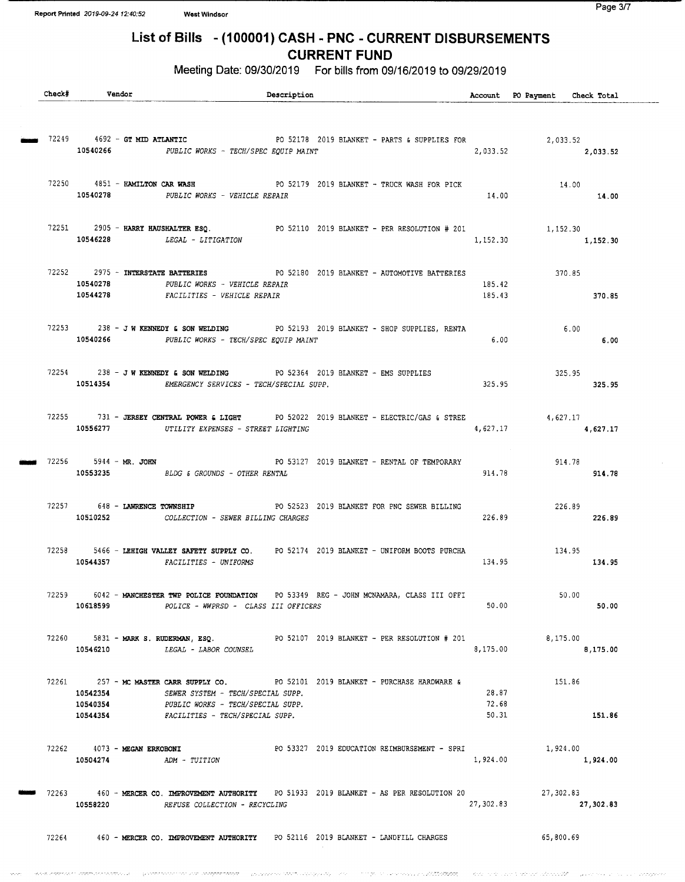Report Printed 2019-09-24 12:40:52 West Windsor

# List of Bills - (100001) CASH - PNC - CURRENT DISBURSEMENTS
## CURRENT FUND

Meeting Date: 09/30/2019 For bills from 09/16/2019 to 09/29/2019

| Check# | Vendor | Description | Account | PO Payment | Check Total |
|---|---|---|---|---|---|
| 72249 | 4692 - **GT MID ATLANTIC** | PO 52178 2019 BLANKET - PARTS & SUPPLIES FOR | | 2,033.52 | |
| | **10540266** | *PUBLIC WORKS - TECH/SPEC EQUIP MAINT* | 2,033.52 | | **2,033.52** |
| 72250 | 4851 - **HAMILTON CAR WASH** | PO 52179 2019 BLANKET - TRUCK WASH FOR PICK | | 14.00 | |
| | **10540278** | *PUBLIC WORKS - VEHICLE REPAIR* | 14.00 | | **14.00** |
| 72251 | 2905 - **HARRY HAUSHALTER ESQ.** | PO 52110 2019 BLANKET - PER RESOLUTION # 201 | | 1,152.30 | |
| | **10546228** | *LEGAL - LITIGATION* | 1,152.30 | | **1,152.30** |
| 72252 | 2975 - **INTERSTATE BATTERIES** | PO 52180 2019 BLANKET - AUTOMOTIVE BATTERIES | | 370.85 | |
| | **10540278** | *PUBLIC WORKS - VEHICLE REPAIR* | 185.42 | | |
| | **10544278** | *FACILITIES - VEHICLE REPAIR* | 185.43 | | **370.85** |
| 72253 | 238 - **J W KENNEDY & SON WELDING** | PO 52193 2019 BLANKET - SHOP SUPPLIES, RENTA | | 6.00 | |
| | **10540266** | *PUBLIC WORKS - TECH/SPEC EQUIP MAINT* | 6.00 | | **6.00** |
| 72254 | 238 - **J W KENNEDY & SON WELDING** | PO 52364 2019 BLANKET - EMS SUPPLIES | | 325.95 | |
| | **10514354** | *EMERGENCY SERVICES - TECH/SPECIAL SUPP.* | 325.95 | | **325.95** |
| 72255 | 731 - **JERSEY CENTRAL POWER & LIGHT** | PO 52022 2019 BLANKET - ELECTRIC/GAS & STREE | | 4,627.17 | |
| | **10556277** | *UTILITY EXPENSES - STREET LIGHTING* | 4,627.17 | | **4,627.17** |
| 72256 | 5944 - **MR. JOHN** | PO 53127 2019 BLANKET - RENTAL OF TEMPORARY | | 914.78 | |
| | **10553235** | *BLDG & GROUNDS - OTHER RENTAL* | 914.78 | | **914.78** |
| 72257 | 648 - **LAWRENCE TOWNSHIP** | PO 52523 2019 BLANKET FOR PNC SEWER BILLING | | 226.89 | |
| | **10510252** | *COLLECTION - SEWER BILLING CHARGES* | 226.89 | | **226.89** |
| 72258 | 5466 - **LEHIGH VALLEY SAFETY SUPPLY CO.** | PO 52174 2019 BLANKET - UNIFORM BOOTS PURCHA | | 134.95 | |
| | **10544357** | *FACILITIES - UNIFORMS* | 134.95 | | **134.95** |
| 72259 | 6042 - **MANCHESTER TWP POLICE FOUNDATION** | PO 53349 REG - JOHN MCNAMARA, CLASS III OFFI | | 50.00 | |
| | **10618599** | *POLICE - WWPRSD - CLASS III OFFICERS* | 50.00 | | **50.00** |
| 72260 | 5831 - **MARK S. RUDERMAN, ESQ.** | PO 52107 2019 BLANKET - PER RESOLUTION # 201 | | 8,175.00 | |
| | **10546210** | *LEGAL - LABOR COUNSEL* | 8,175.00 | | **8,175.00** |
| 72261 | 257 - **MC MASTER CARR SUPPLY CO.** | PO 52101 2019 BLANKET - PURCHASE HARDWARE & | | 151.86 | |
| | **10542354** | *SEWER SYSTEM - TECH/SPECIAL SUPP.* | 28.87 | | |
| | **10540354** | *PUBLIC WORKS - TECH/SPECIAL SUPP.* | 72.68 | | |
| | **10544354** | *FACILITIES - TECH/SPECIAL SUPP.* | 50.31 | | **151.86** |
| 72262 | 4073 - **MEGAN ERKOBONI** | PO 53327 2019 EDUCATION REIMBURSEMENT - SPRI | | 1,924.00 | |
| | **10504274** | *ADM - TUITION* | 1,924.00 | | **1,924.00** |
| 72263 | 460 - **MERCER CO. IMPROVEMENT AUTHORITY** | PO 51933 2019 BLANKET - AS PER RESOLUTION 20 | | 27,302.83 | |
| | **10558220** | *REFUSE COLLECTION - RECYCLING* | 27,302.83 | | **27,302.83** |
| 72264 | 460 - **MERCER CO. IMPROVEMENT AUTHORITY** | PO 52116 2019 BLANKET - LANDFILL CHARGES | | 65,800.69 | |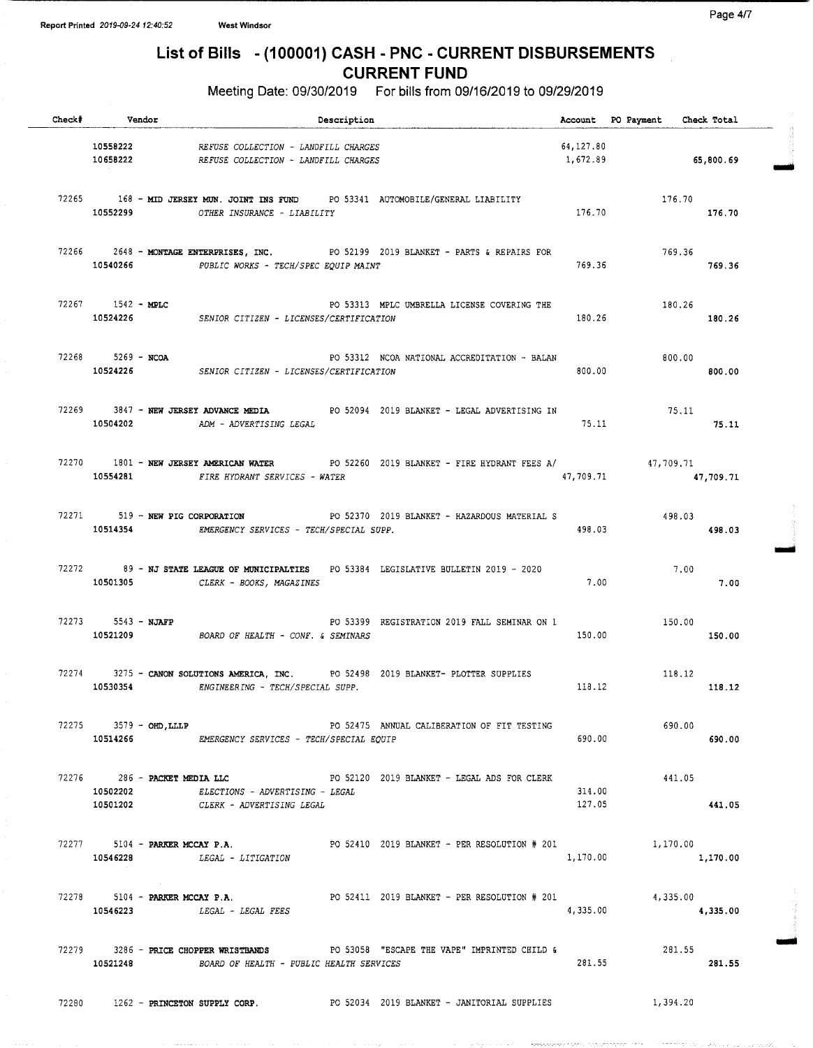# List of Bills - (100001) CASH - PNC - CURRENT DISBURSEMENTS

## CURRENT FUND

Meeting Date: 09/30/2019 For bills from 09/16/2019 to 09/29/2019

| Check# | Vendor | Description | Account | PO Payment | Check Total |
|---|---|---|---|---|---|
| | 10558222 | *REFUSE COLLECTION - LANDFILL CHARGES* | 64,127.80 | | |
| | 10658222 | *REFUSE COLLECTION - LANDFILL CHARGES* | 1,672.89 | | 65,800.69 |
| 72265 | 168 - **MID JERSEY MUN. JOINT INS FUND** | PO 53341 AUTOMOBILE/GENERAL LIABILITY | | 176.70 | |
| | 10552299 | *OTHER INSURANCE - LIABILITY* | 176.70 | | 176.70 |
| 72266 | 2648 - **MONTAGE ENTERPRISES, INC.** | PO 52199 2019 BLANKET - PARTS & REPAIRS FOR | | 769.36 | |
| | 10540266 | *PUBLIC WORKS - TECH/SPEC EQUIP MAINT* | 769.36 | | 769.36 |
| 72267 | 1542 - **MPLC** | PO 53313 MPLC UMBRELLA LICENSE COVERING THE | | 180.26 | |
| | 10524226 | *SENIOR CITIZEN - LICENSES/CERTIFICATION* | 180.26 | | 180.26 |
| 72268 | 5269 - **NCOA** | PO 53312 NCOA NATIONAL ACCREDITATION - BALAN | | 800.00 | |
| | 10524226 | *SENIOR CITIZEN - LICENSES/CERTIFICATION* | 800.00 | | 800.00 |
| 72269 | 3847 - **NEW JERSEY ADVANCE MEDIA** | PO 52094 2019 BLANKET - LEGAL ADVERTISING IN | | 75.11 | |
| | 10504202 | *ADM - ADVERTISING LEGAL* | 75.11 | | 75.11 |
| 72270 | 1801 - **NEW JERSEY AMERICAN WATER** | PO 52260 2019 BLANKET - FIRE HYDRANT FEES A/ | | 47,709.71 | |
| | 10554281 | *FIRE HYDRANT SERVICES - WATER* | 47,709.71 | | 47,709.71 |
| 72271 | 519 - **NEW PIG CORPORATION** | PO 52370 2019 BLANKET - HAZARDOUS MATERIAL S | | 498.03 | |
| | 10514354 | *EMERGENCY SERVICES - TECH/SPECIAL SUPP.* | 498.03 | | 498.03 |
| 72272 | 89 - **NJ STATE LEAGUE OF MUNICIPALTIES** | PO 53384 LEGISLATIVE BULLETIN 2019 - 2020 | | 7.00 | |
| | 10501305 | *CLERK - BOOKS, MAGAZINES* | 7.00 | | 7.00 |
| 72273 | 5543 - **NJAFP** | PO 53399 REGISTRATION 2019 FALL SEMINAR ON 1 | | 150.00 | |
| | 10521209 | *BOARD OF HEALTH - CONF. & SEMINARS* | 150.00 | | 150.00 |
| 72274 | 3275 - **CANON SOLUTIONS AMERICA, INC.** | PO 52498 2019 BLANKET- PLOTTER SUPPLIES | | 118.12 | |
| | 10530354 | *ENGINEERING - TECH/SPECIAL SUPP.* | 118.12 | | 118.12 |
| 72275 | 3579 - **OHD,LLLP** | PO 52475 ANNUAL CALIBERATION OF FIT TESTING | | 690.00 | |
| | 10514266 | *EMERGENCY SERVICES - TECH/SPECIAL EQUIP* | 690.00 | | 690.00 |
| 72276 | 286 - **PACKET MEDIA LLC** | PO 52120 2019 BLANKET - LEGAL ADS FOR CLERK | | 441.05 | |
| | 10502202 | *ELECTIONS - ADVERTISING - LEGAL* | 314.00 | | |
| | 10501202 | *CLERK - ADVERTISING LEGAL* | 127.05 | | 441.05 |
| 72277 | 5104 - **PARKER MCCAY P.A.** | PO 52410 2019 BLANKET - PER RESOLUTION # 201 | | 1,170.00 | |
| | 10546228 | *LEGAL - LITIGATION* | 1,170.00 | | 1,170.00 |
| 72278 | 5104 - **PARKER MCCAY P.A.** | PO 52411 2019 BLANKET - PER RESOLUTION # 201 | | 4,335.00 | |
| | 10546223 | *LEGAL - LEGAL FEES* | 4,335.00 | | 4,335.00 |
| 72279 | 3286 - **PRICE CHOPPER WRISTBANDS** | PO 53058 "ESCAPE THE VAPE" IMPRINTED CHILD & | | 281.55 | |
| | 10521248 | *BOARD OF HEALTH - PUBLIC HEALTH SERVICES* | 281.55 | | 281.55 |
| 72280 | 1262 - **PRINCETON SUPPLY CORP.** | PO 52034 2019 BLANKET - JANITORIAL SUPPLIES | | 1,394.20 | |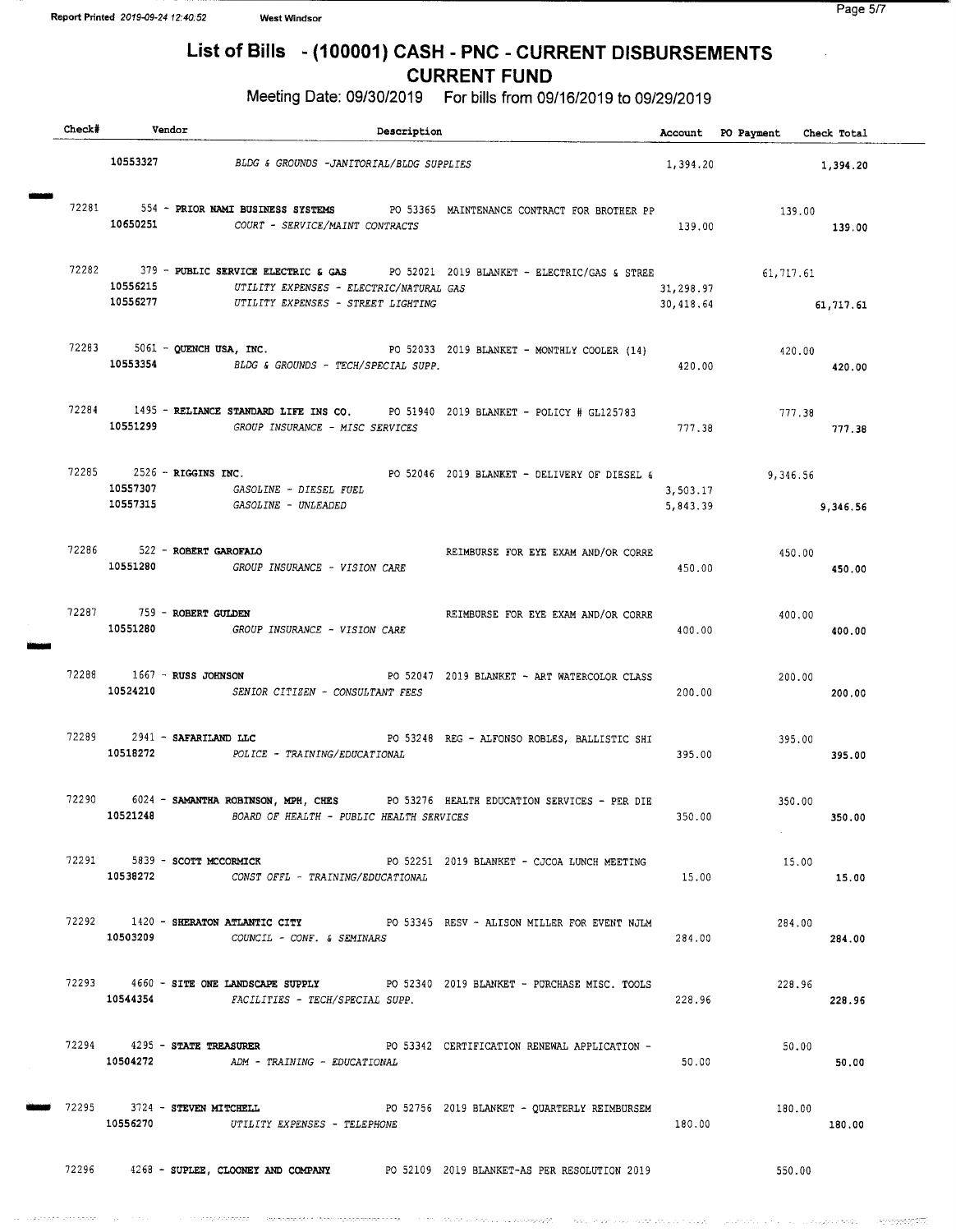# List of Bills - (100001) CASH - PNC - CURRENT DISBURSEMENTS

## CURRENT FUND

Meeting Date: 09/30/2019 For bills from 09/16/2019 to 09/29/2019

| Check# | Vendor | Description | Account | PO Payment | Check Total |
|---|---|---|---|---|---|
| | 10553327 | BLDG & GROUNDS -JANITORIAL/BLDG SUPPLIES | 1,394.20 | | 1,394.20 |
| 72281 | 554 - **PRIOR NAMI BUSINESS SYSTEMS** | PO 53365 MAINTENANCE CONTRACT FOR BROTHER PP | | 139.00 | |
| | 10650251 | COURT - SERVICE/MAINT CONTRACTS | 139.00 | | 139.00 |
| 72282 | 379 - **PUBLIC SERVICE ELECTRIC & GAS** | PO 52021 2019 BLANKET - ELECTRIC/GAS & STREE | | 61,717.61 | |
| | 10556215 | UTILITY EXPENSES - ELECTRIC/NATURAL GAS | 31,298.97 | | |
| | 10556277 | UTILITY EXPENSES - STREET LIGHTING | 30,418.64 | | 61,717.61 |
| 72283 | 5061 - **QUENCH USA, INC.** | PO 52033 2019 BLANKET - MONTHLY COOLER (14) | | 420.00 | |
| | 10553354 | BLDG & GROUNDS - TECH/SPECIAL SUPP. | 420.00 | | 420.00 |
| 72284 | 1495 - **RELIANCE STANDARD LIFE INS CO.** | PO 51940 2019 BLANKET - POLICY # GL125783 | | 777.38 | |
| | 10551299 | GROUP INSURANCE - MISC SERVICES | 777.38 | | 777.38 |
| 72285 | 2526 - **RIGGINS INC.** | PO 52046 2019 BLANKET - DELIVERY OF DIESEL & | | 9,346.56 | |
| | 10557307 | GASOLINE - DIESEL FUEL | 3,503.17 | | |
| | 10557315 | GASOLINE - UNLEADED | 5,843.39 | | 9,346.56 |
| 72286 | 522 - **ROBERT GAROFALO** | REIMBURSE FOR EYE EXAM AND/OR CORRE | | 450.00 | |
| | 10551280 | GROUP INSURANCE - VISION CARE | 450.00 | | 450.00 |
| 72287 | 759 - **ROBERT GULDEN** | REIMBURSE FOR EYE EXAM AND/OR CORRE | | 400.00 | |
| | 10551280 | GROUP INSURANCE - VISION CARE | 400.00 | | 400.00 |
| 72288 | 1667 - **RUSS JOHNSON** | PO 52047 2019 BLANKET - ART WATERCOLOR CLASS | | 200.00 | |
| | 10524210 | SENIOR CITIZEN - CONSULTANT FEES | 200.00 | | 200.00 |
| 72289 | 2941 - **SAFARILAND LLC** | PO 53248 REG - ALFONSO ROBLES, BALLISTIC SHI | | 395.00 | |
| | 10518272 | POLICE - TRAINING/EDUCATIONAL | 395.00 | | 395.00 |
| 72290 | 6024 - **SAMANTHA ROBINSON, MPH, CHES** | PO 53276 HEALTH EDUCATION SERVICES - PER DIE | | 350.00 | |
| | 10521248 | BOARD OF HEALTH - PUBLIC HEALTH SERVICES | 350.00 | | 350.00 |
| 72291 | 5839 - **SCOTT MCCORMICK** | PO 52251 2019 BLANKET - CJCOA LUNCH MEETING | | 15.00 | |
| | 10538272 | CONST OFFL - TRAINING/EDUCATIONAL | 15.00 | | 15.00 |
| 72292 | 1420 - **SHERATON ATLANTIC CITY** | PO 53345 RESV - ALISON MILLER FOR EVENT NJLM | | 284.00 | |
| | 10503209 | COUNCIL - CONF. & SEMINARS | 284.00 | | 284.00 |
| 72293 | 4660 - **SITE ONE LANDSCAPE SUPPLY** | PO 52340 2019 BLANKET - PURCHASE MISC. TOOLS | | 228.96 | |
| | 10544354 | FACILITIES - TECH/SPECIAL SUPP. | 228.96 | | 228.96 |
| 72294 | 4295 - **STATE TREASURER** | PO 53342 CERTIFICATION RENEWAL APPLICATION - | | 50.00 | |
| | 10504272 | ADM - TRAINING - EDUCATIONAL | 50.00 | | 50.00 |
| 72295 | 3724 - **STEVEN MITCHELL** | PO 52756 2019 BLANKET - QUARTERLY REIMBURSEM | | 180.00 | |
| | 10556270 | UTILITY EXPENSES - TELEPHONE | 180.00 | | 180.00 |
| 72296 | 4268 - **SUPLEE, CLOONEY AND COMPANY** | PO 52109 2019 BLANKET-AS PER RESOLUTION 2019 | | 550.00 | |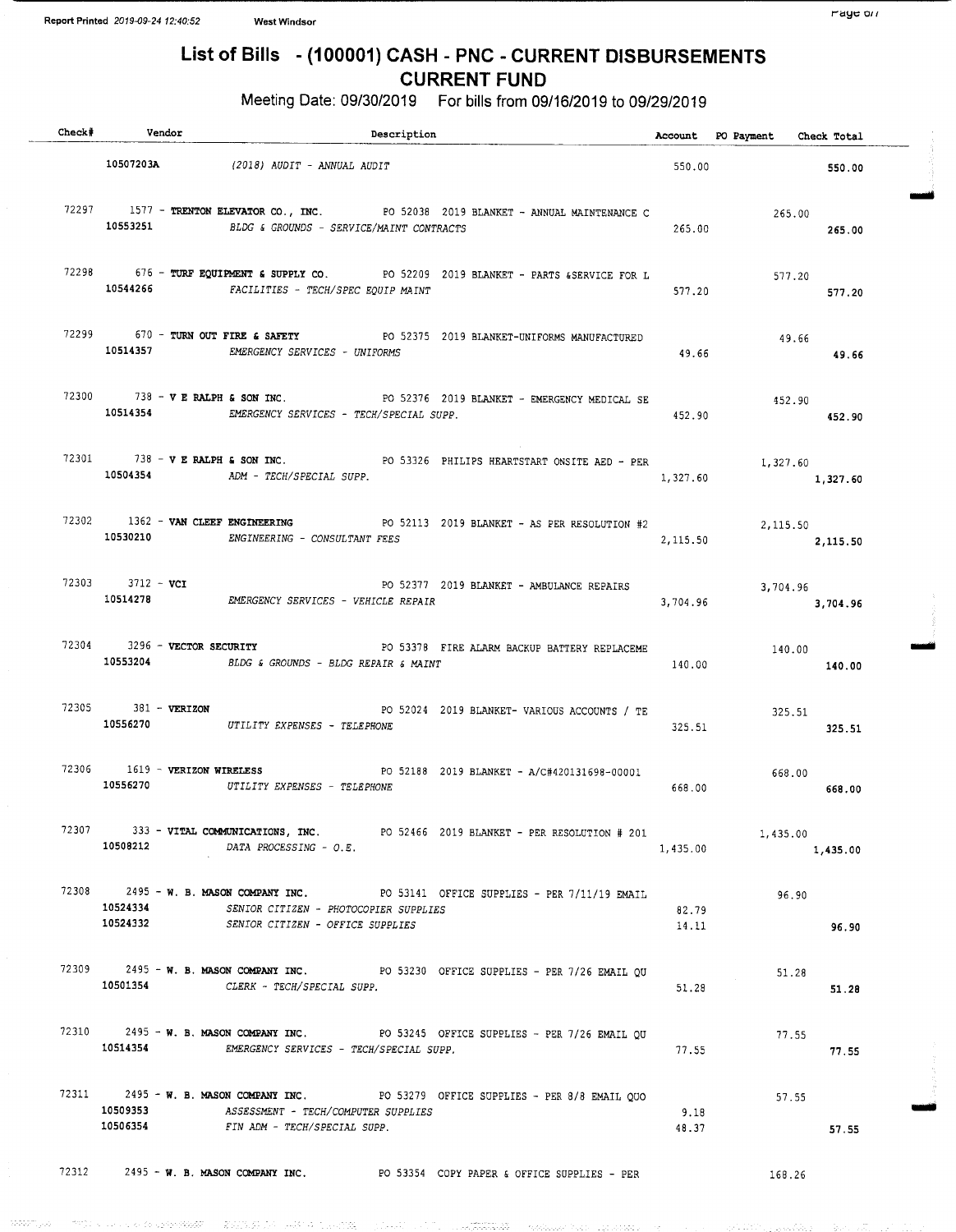# List of Bills - (100001) CASH - PNC - CURRENT DISBURSEMENTS

## CURRENT FUND

Meeting Date: 09/30/2019 For bills from 09/16/2019 to 09/29/2019

| Check# | Vendor | Description | Account | PO Payment | Check Total |
|---|---|---|---|---|---|
| | 10507203A | (2018) AUDIT - ANNUAL AUDIT | 550.00 | | 550.00 |
| 72297 | 1577 - **TRENTON ELEVATOR CO., INC.** | PO 52038 2019 BLANKET - ANNUAL MAINTENANCE C | | 265.00 | |
| | 10553251 | BLDG & GROUNDS - SERVICE/MAINT CONTRACTS | 265.00 | | 265.00 |
| 72298 | 676 - **TURF EQUIPMENT & SUPPLY CO.** | PO 52209 2019 BLANKET - PARTS &SERVICE FOR L | | 577.20 | |
| | 10544266 | FACILITIES - TECH/SPEC EQUIP MAINT | 577.20 | | 577.20 |
| 72299 | 670 - **TURN OUT FIRE & SAFETY** | PO 52375 2019 BLANKET-UNIFORMS MANUFACTURED | | 49.66 | |
| | 10514357 | EMERGENCY SERVICES - UNIFORMS | 49.66 | | 49.66 |
| 72300 | 738 - **V E RALPH & SON INC.** | PO 52376 2019 BLANKET - EMERGENCY MEDICAL SE | | 452.90 | |
| | 10514354 | EMERGENCY SERVICES - TECH/SPECIAL SUPP. | 452.90 | | 452.90 |
| 72301 | 738 - **V E RALPH & SON INC.** | PO 53326 PHILIPS HEARTSTART ONSITE AED - PER | | 1,327.60 | |
| | 10504354 | ADM - TECH/SPECIAL SUPP. | 1,327.60 | | 1,327.60 |
| 72302 | 1362 - **VAN CLEEF ENGINEERING** | PO 52113 2019 BLANKET - AS PER RESOLUTION #2 | | 2,115.50 | |
| | 10530210 | ENGINEERING - CONSULTANT FEES | 2,115.50 | | 2,115.50 |
| 72303 | 3712 - **VCI** | PO 52377 2019 BLANKET - AMBULANCE REPAIRS | | 3,704.96 | |
| | 10514278 | EMERGENCY SERVICES - VEHICLE REPAIR | 3,704.96 | | 3,704.96 |
| 72304 | 3296 - **VECTOR SECURITY** | PO 53378 FIRE ALARM BACKUP BATTERY REPLACEME | | 140.00 | |
| | 10553204 | BLDG & GROUNDS - BLDG REPAIR & MAINT | 140.00 | | 140.00 |
| 72305 | 381 - **VERIZON** | PO 52024 2019 BLANKET- VARIOUS ACCOUNTS / TE | | 325.51 | |
| | 10556270 | UTILITY EXPENSES - TELEPHONE | 325.51 | | 325.51 |
| 72306 | 1619 - **VERIZON WIRELESS** | PO 52188 2019 BLANKET - A/C#420131698-00001 | | 668.00 | |
| | 10556270 | UTILITY EXPENSES - TELEPHONE | 668.00 | | 668.00 |
| 72307 | 333 - **VITAL COMMUNICATIONS, INC.** | PO 52466 2019 BLANKET - PER RESOLUTION # 201 | | 1,435.00 | |
| | 10508212 | DATA PROCESSING - O.E. | 1,435.00 | | 1,435.00 |
| 72308 | 2495 - **W. B. MASON COMPANY INC.** | PO 53141 OFFICE SUPPLIES - PER 7/11/19 EMAIL | | 96.90 | |
| | 10524334 | SENIOR CITIZEN - PHOTOCOPIER SUPPLIES | 82.79 | | |
| | 10524332 | SENIOR CITIZEN - OFFICE SUPPLIES | 14.11 | | 96.90 |
| 72309 | 2495 - **W. B. MASON COMPANY INC.** | PO 53230 OFFICE SUPPLIES - PER 7/26 EMAIL QU | | 51.28 | |
| | 10501354 | CLERK - TECH/SPECIAL SUPP. | 51.28 | | 51.28 |
| 72310 | 2495 - **W. B. MASON COMPANY INC.** | PO 53245 OFFICE SUPPLIES - PER 7/26 EMAIL QU | | 77.55 | |
| | 10514354 | EMERGENCY SERVICES - TECH/SPECIAL SUPP. | 77.55 | | 77.55 |
| 72311 | 2495 - **W. B. MASON COMPANY INC.** | PO 53279 OFFICE SUPPLIES - PER 8/8 EMAIL QUO | | 57.55 | |
| | 10509353 | ASSESSMENT - TECH/COMPUTER SUPPLIES | 9.18 | | |
| | 10506354 | FIN ADM - TECH/SPECIAL SUPP. | 48.37 | | 57.55 |
| 72312 | 2495 - **W. B. MASON COMPANY INC.** | PO 53354 COPY PAPER & OFFICE SUPPLIES - PER | | 168.26 | |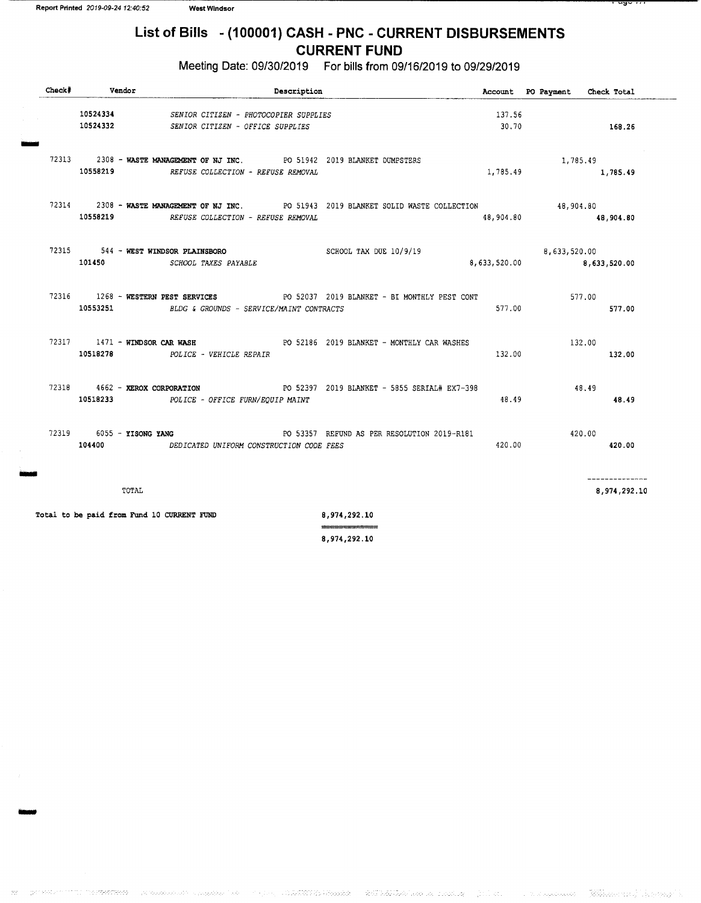# List of Bills - (100001) CASH - PNC - CURRENT DISBURSEMENTS

## CURRENT FUND

Meeting Date: 09/30/2019 For bills from 09/16/2019 to 09/29/2019

| Check# | Vendor | Description | Account | PO Payment | Check Total |
|---|---|---|---|---|---|
| | 10524334 | *SENIOR CITIZEN - PHOTOCOPIER SUPPLIES* | 137.56 | | |
| | 10524332 | *SENIOR CITIZEN - OFFICE SUPPLIES* | 30.70 | | **168.26** |
| 72313 | 2308 - **WASTE MANAGEMENT OF NJ INC.** | PO 51942 2019 BLANKET DUMPSTERS | | 1,785.49 | |
| | **10558219** | *REFUSE COLLECTION - REFUSE REMOVAL* | 1,785.49 | | **1,785.49** |
| 72314 | 2308 - **WASTE MANAGEMENT OF NJ INC.** | PO 51943 2019 BLANKET SOLID WASTE COLLECTION | | 48,904.80 | |
| | **10558219** | *REFUSE COLLECTION - REFUSE REMOVAL* | 48,904.80 | | **48,904.80** |
| 72315 | 544 - **WEST WINDSOR PLAINSBORO** | SCHOOL TAX DUE 10/9/19 | | 8,633,520.00 | |
| | **101450** | *SCHOOL TAXES PAYABLE* | 8,633,520.00 | | **8,633,520.00** |
| 72316 | 1268 - **WESTERN PEST SERVICES** | PO 52037 2019 BLANKET - BI MONTHLY PEST CONT | | 577.00 | |
| | **10553251** | *BLDG & GROUNDS - SERVICE/MAINT CONTRACTS* | 577.00 | | **577.00** |
| 72317 | 1471 - **WINDSOR CAR WASH** | PO 52186 2019 BLANKET - MONTHLY CAR WASHES | | 132.00 | |
| | **10518278** | *POLICE - VEHICLE REPAIR* | 132.00 | | **132.00** |
| 72318 | 4662 - **XEROX CORPORATION** | PO 52397 2019 BLANKET - 5855 SERIAL# EX7-398 | | 48.49 | |
| | **10518233** | *POLICE - OFFICE FURN/EQUIP MAINT* | 48.49 | | **48.49** |
| 72319 | 6055 - **YISONG YANG** | PO 53357 REFUND AS PER RESOLUTION 2019-R181 | | 420.00 | |
| | **104400** | *DEDICATED UNIFORM CONSTRUCTION CODE FEES* | 420.00 | | **420.00** |
| | TOTAL | | | | 8,974,292.10 |

**Total to be paid from Fund 10 CURRENT FUND** 8,974,292.10

8,974,292.10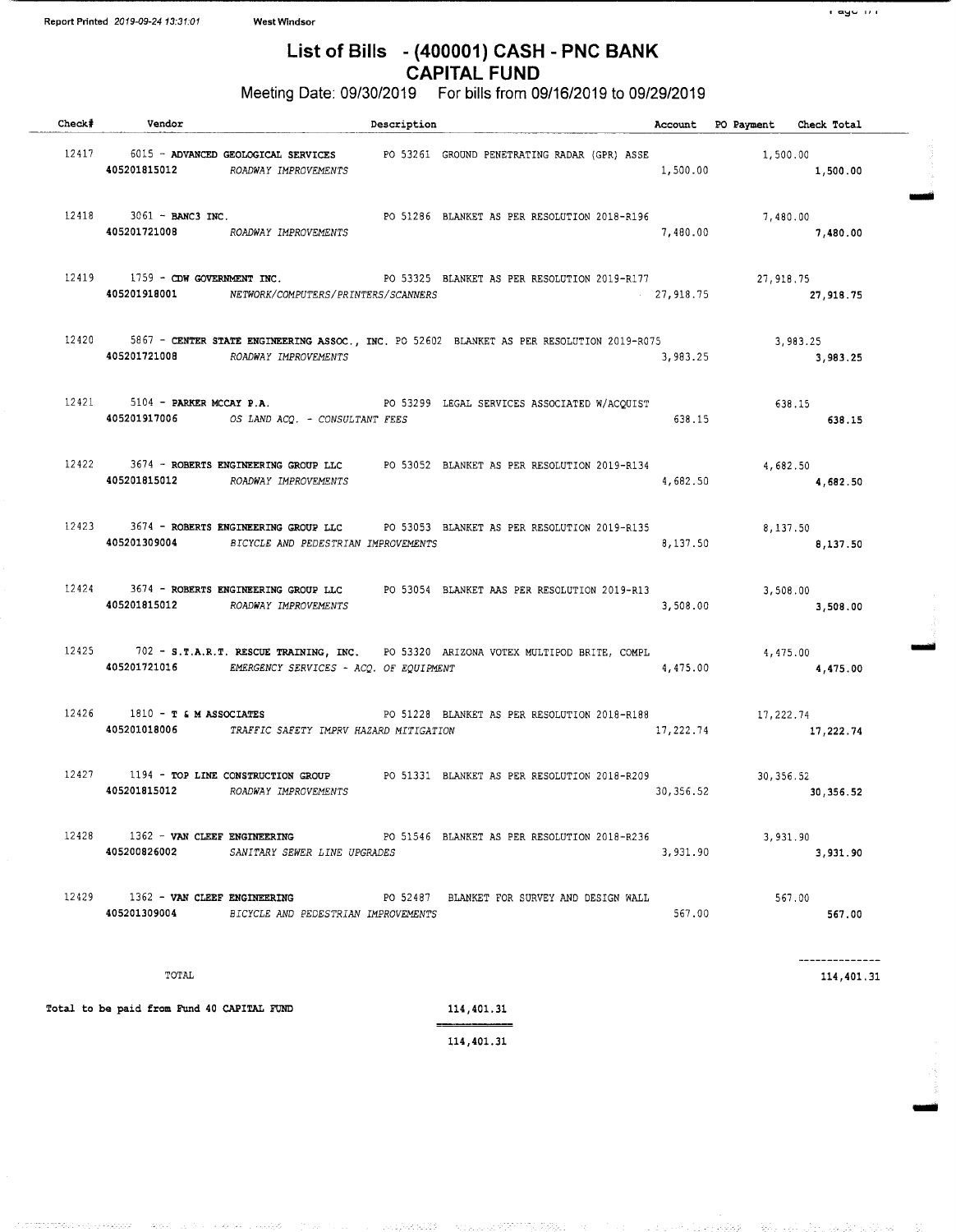Report Printed 2019-09-24 13:31:01 West Windsor

# List of Bills - (400001) CASH - PNC BANK
## CAPITAL FUND

Meeting Date: 09/30/2019 For bills from 09/16/2019 to 09/29/2019

| Check# | Vendor | Description | Account | PO Payment | Check Total |
|---|---|---|---|---|---|
| 12417 | 6015 - **ADVANCED GEOLOGICAL SERVICES** | PO 53261 GROUND PENETRATING RADAR (GPR) ASSE | | 1,500.00 | |
| | **405201815012** *ROADWAY IMPROVEMENTS* | | 1,500.00 | | **1,500.00** |
| 12418 | 3061 - **BANC3 INC.** | PO 51286 BLANKET AS PER RESOLUTION 2018-R196 | | 7,480.00 | |
| | **405201721008** *ROADWAY IMPROVEMENTS* | | 7,480.00 | | **7,480.00** |
| 12419 | 1759 - **CDW GOVERNMENT INC.** | PO 53325 BLANKET AS PER RESOLUTION 2019-R177 | | 27,918.75 | |
| | **405201918001** *NETWORK/COMPUTERS/PRINTERS/SCANNERS* | | 27,918.75 | | **27,918.75** |
| 12420 | 5867 - **CENTER STATE ENGINEERING ASSOC., INC.** | PO 52602 BLANKET AS PER RESOLUTION 2019-R075 | | 3,983.25 | |
| | **405201721008** *ROADWAY IMPROVEMENTS* | | 3,983.25 | | **3,983.25** |
| 12421 | 5104 - **PARKER MCCAY P.A.** | PO 53299 LEGAL SERVICES ASSOCIATED W/ACQUIST | | 638.15 | |
| | **405201917006** *OS LAND ACQ. - CONSULTANT FEES* | | 638.15 | | **638.15** |
| 12422 | 3674 - **ROBERTS ENGINEERING GROUP LLC** | PO 53052 BLANKET AS PER RESOLUTION 2019-R134 | | 4,682.50 | |
| | **405201815012** *ROADWAY IMPROVEMENTS* | | 4,682.50 | | **4,682.50** |
| 12423 | 3674 - **ROBERTS ENGINEERING GROUP LLC** | PO 53053 BLANKET AS PER RESOLUTION 2019-R135 | | 8,137.50 | |
| | **405201309004** *BICYCLE AND PEDESTRIAN IMPROVEMENTS* | | 8,137.50 | | **8,137.50** |
| 12424 | 3674 - **ROBERTS ENGINEERING GROUP LLC** | PO 53054 BLANKET AAS PER RESOLUTION 2019-R13 | | 3,508.00 | |
| | **405201815012** *ROADWAY IMPROVEMENTS* | | 3,508.00 | | **3,508.00** |
| 12425 | 702 - **S.T.A.R.T. RESCUE TRAINING, INC.** | PO 53320 ARIZONA VOTEX MULTIPOD BRITE, COMPL | | 4,475.00 | |
| | **405201721016** *EMERGENCY SERVICES - ACQ. OF EQUIPMENT* | | 4,475.00 | | **4,475.00** |
| 12426 | 1810 - **T & M ASSOCIATES** | PO 51228 BLANKET AS PER RESOLUTION 2018-R188 | | 17,222.74 | |
| | **405201018006** *TRAFFIC SAFETY IMPRV HAZARD MITIGATION* | | 17,222.74 | | **17,222.74** |
| 12427 | 1194 - **TOP LINE CONSTRUCTION GROUP** | PO 51331 BLANKET AS PER RESOLUTION 2018-R209 | | 30,356.52 | |
| | **405201815012** *ROADWAY IMPROVEMENTS* | | 30,356.52 | | **30,356.52** |
| 12428 | 1362 - **VAN CLEEF ENGINEERING** | PO 51546 BLANKET AS PER RESOLUTION 2018-R236 | | 3,931.90 | |
| | **405200826002** *SANITARY SEWER LINE UPGRADES* | | 3,931.90 | | **3,931.90** |
| 12429 | 1362 - **VAN CLEEF ENGINEERING** | PO 52487 BLANKET FOR SURVEY AND DESIGN WALL | | 567.00 | |
| | **405201309004** *BICYCLE AND PEDESTRIAN IMPROVEMENTS* | | 567.00 | | **567.00** |
| | TOTAL | | | | 114,401.31 |

**Total to be paid from Fund 40 CAPITAL FUND** 114,401.31

114,401.31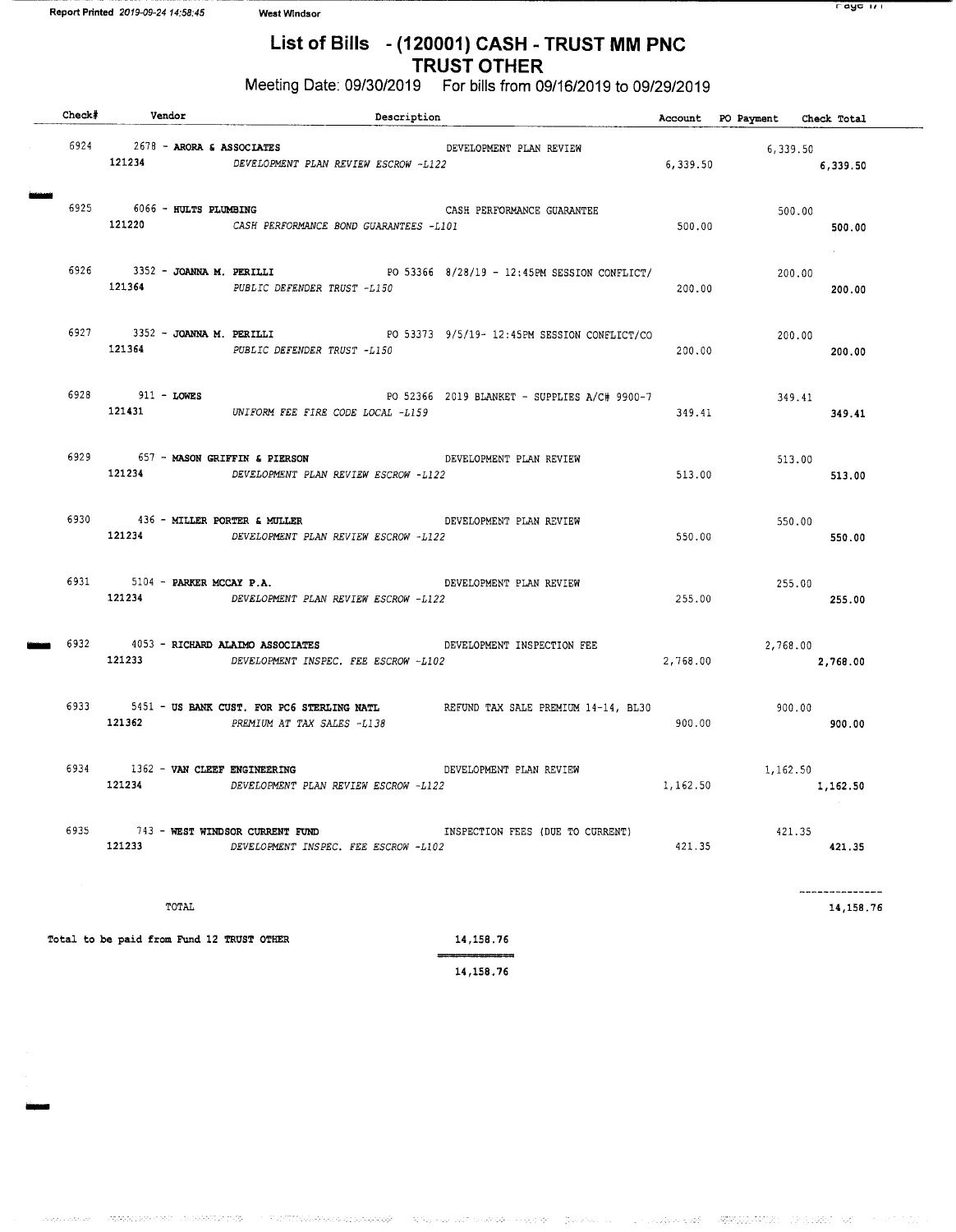Report Printed 2019-09-24 14:58:45 West Windsor

# List of Bills - (120001) CASH - TRUST MM PNC
## TRUST OTHER

Meeting Date: 09/30/2019 For bills from 09/16/2019 to 09/29/2019

| Check# | Vendor | Description | Account | PO Payment | Check Total |
|---|---|---|---|---|---|
| 6924 | 2678 - ARORA & ASSOCIATES | DEVELOPMENT PLAN REVIEW | | 6,339.50 | |
| | 121234 | *DEVELOPMENT PLAN REVIEW ESCROW -L122* | 6,339.50 | | 6,339.50 |
| 6925 | 6066 - HULTS PLUMBING | CASH PERFORMANCE GUARANTEE | | 500.00 | |
| | 121220 | *CASH PERFORMANCE BOND GUARANTEES -L101* | 500.00 | | 500.00 |
| 6926 | 3352 - JOANNA M. PERILLI | PO 53366 8/28/19 - 12:45PM SESSION CONFLICT/ | | 200.00 | |
| | 121364 | *PUBLIC DEFENDER TRUST -L150* | 200.00 | | 200.00 |
| 6927 | 3352 - JOANNA M. PERILLI | PO 53373 9/5/19- 12:45PM SESSION CONFLICT/CO | | 200.00 | |
| | 121364 | *PUBLIC DEFENDER TRUST -L150* | 200.00 | | 200.00 |
| 6928 | 911 - LOWES | PO 52366 2019 BLANKET - SUPPLIES A/C# 9900-7 | | 349.41 | |
| | 121431 | *UNIFORM FEE FIRE CODE LOCAL -L159* | 349.41 | | 349.41 |
| 6929 | 657 - MASON GRIFFIN & PIERSON | DEVELOPMENT PLAN REVIEW | | 513.00 | |
| | 121234 | *DEVELOPMENT PLAN REVIEW ESCROW -L122* | 513.00 | | 513.00 |
| 6930 | 436 - MILLER PORTER & MULLER | DEVELOPMENT PLAN REVIEW | | 550.00 | |
| | 121234 | *DEVELOPMENT PLAN REVIEW ESCROW -L122* | 550.00 | | 550.00 |
| 6931 | 5104 - PARKER MCCAY P.A. | DEVELOPMENT PLAN REVIEW | | 255.00 | |
| | 121234 | *DEVELOPMENT PLAN REVIEW ESCROW -L122* | 255.00 | | 255.00 |
| 6932 | 4053 - RICHARD ALAIMO ASSOCIATES | DEVELOPMENT INSPECTION FEE | | 2,768.00 | |
| | 121233 | *DEVELOPMENT INSPEC. FEE ESCROW -L102* | 2,768.00 | | 2,768.00 |
| 6933 | 5451 - US BANK CUST. FOR PC6 STERLING NATL | REFUND TAX SALE PREMIUM 14-14, BL30 | | 900.00 | |
| | 121362 | *PREMIUM AT TAX SALES -L138* | 900.00 | | 900.00 |
| 6934 | 1362 - VAN CLEEF ENGINEERING | DEVELOPMENT PLAN REVIEW | | 1,162.50 | |
| | 121234 | *DEVELOPMENT PLAN REVIEW ESCROW -L122* | 1,162.50 | | 1,162.50 |
| 6935 | 743 - WEST WINDSOR CURRENT FUND | INSPECTION FEES (DUE TO CURRENT) | | 421.35 | |
| | 121233 | *DEVELOPMENT INSPEC. FEE ESCROW -L102* | 421.35 | | 421.35 |
| | TOTAL | | | | 14,158.76 |

Total to be paid from Fund 12 TRUST OTHER 14,158.76

14,158.76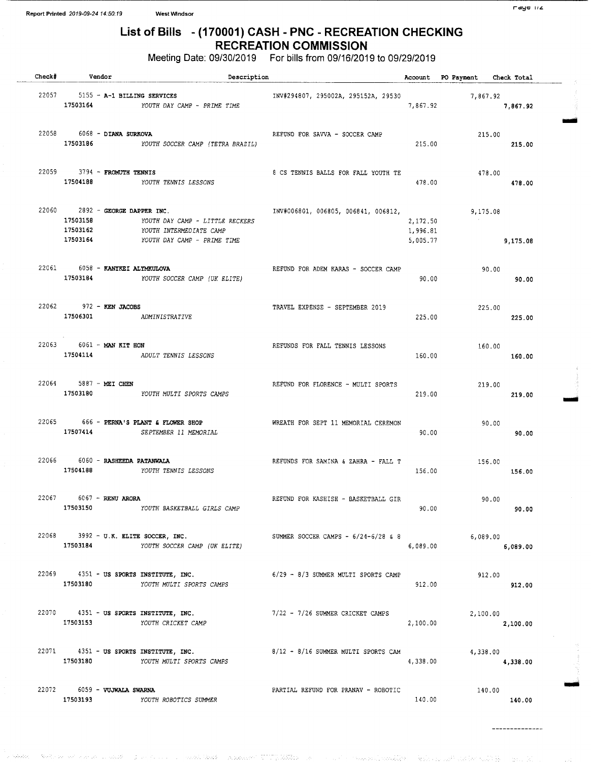Report Printed 2019-09-24 14:50:19 West Windsor

# List of Bills - (170001) CASH - PNC - RECREATION CHECKING
## RECREATION COMMISSION

Meeting Date: 09/30/2019 For bills from 09/16/2019 to 09/29/2019

| Check# | Vendor | Description | Account | PO Payment | Check Total |
|---|---|---|---|---|---|
| 22057 | 5155 - **A-1 BILLING SERVICES** | INV#294807, 295002A, 295152A, 29530 | | 7,867.92 | |
| | 17503164 | *YOUTH DAY CAMP - PRIME TIME* | 7,867.92 | | 7,867.92 |
| 22058 | 6068 - **DIANA SURKOVA** | REFUND FOR SAVVA - SOCCER CAMP | | 215.00 | |
| | 17503186 | *YOUTH SOCCER CAMP (TETRA BRAZIL)* | 215.00 | | 215.00 |
| 22059 | 3794 - **FROMUTH TENNIS** | 8 CS TENNIS BALLS FOR FALL YOUTH TE | | 478.00 | |
| | 17504188 | *YOUTH TENNIS LESSONS* | 478.00 | | 478.00 |
| 22060 | 2892 - **GEORGE DAPPER INC.** | INV#006801, 006805, 006841, 006812, | | 9,175.08 | |
| | 17503158 | *YOUTH DAY CAMP - LITTLE RECKERS* | 2,172.50 | | |
| | 17503162 | *YOUTH INTERMEDIATE CAMP* | 1,996.81 | | |
| | 17503164 | *YOUTH DAY CAMP - PRIME TIME* | 5,005.77 | | 9,175.08 |
| 22061 | 6058 - **KANYKEI ALYMKULOVA** | REFUND FOR ADEM KARAS - SOCCER CAMP | | 90.00 | |
| | 17503184 | *YOUTH SOCCER CAMP (UK ELITE)* | 90.00 | | 90.00 |
| 22062 | 972 - **KEN JACOBS** | TRAVEL EXPENSE - SEPTEMBER 2019 | | 225.00 | |
| | 17506301 | *ADMINISTRATIVE* | 225.00 | | 225.00 |
| 22063 | 6061 - **MAN KIT HON** | REFUNDS FOR FALL TENNIS LESSONS | | 160.00 | |
| | 17504114 | *ADULT TENNIS LESSONS* | 160.00 | | 160.00 |
| 22064 | 5887 - **MEI CHEN** | REFUND FOR FLORENCE - MULTI SPORTS | | 219.00 | |
| | 17503180 | *YOUTH MULTI SPORTS CAMPS* | 219.00 | | 219.00 |
| 22065 | 666 - **PERNA'S PLANT & FLOWER SHOP** | WREATH FOR SEPT 11 MEMORIAL CEREMON | | 90.00 | |
| | 17507414 | *SEPTEMBER 11 MEMORIAL* | 90.00 | | 90.00 |
| 22066 | 6060 - **RASHEEDA PATANWALA** | REFUNDS FOR SAMINA & ZAHRA - FALL T | | 156.00 | |
| | 17504188 | *YOUTH TENNIS LESSONS* | 156.00 | | 156.00 |
| 22067 | 6067 - **RENU ARORA** | REFUND FOR KASHISH - BASKETBALL GIR | | 90.00 | |
| | 17503150 | *YOUTH BASKETBALL GIRLS CAMP* | 90.00 | | 90.00 |
| 22068 | 3992 - **U.K. ELITE SOCCER, INC.** | SUMMER SOCCER CAMPS - 6/24-6/28 & 8 | | 6,089.00 | |
| | 17503184 | *YOUTH SOCCER CAMP (UK ELITE)* | 6,089.00 | | 6,089.00 |
| 22069 | 4351 - **US SPORTS INSTITUTE, INC.** | 6/29 - 8/3 SUMMER MULTI SPORTS CAMP | | 912.00 | |
| | 17503180 | *YOUTH MULTI SPORTS CAMPS* | 912.00 | | 912.00 |
| 22070 | 4351 - **US SPORTS INSTITUTE, INC.** | 7/22 - 7/26 SUMMER CRICKET CAMPS | | 2,100.00 | |
| | 17503153 | *YOUTH CRICKET CAMP* | 2,100.00 | | 2,100.00 |
| 22071 | 4351 - **US SPORTS INSTITUTE, INC.** | 8/12 - 8/16 SUMMER MULTI SPORTS CAM | | 4,338.00 | |
| | 17503180 | *YOUTH MULTI SPORTS CAMPS* | 4,338.00 | | 4,338.00 |
| 22072 | 6059 - **VUJWALA SWARNA** | PARTIAL REFUND FOR PRANAV - ROBOTIC | | 140.00 | |
| | 17503193 | *YOUTH ROBOTICS SUMMER* | 140.00 | | 140.00 |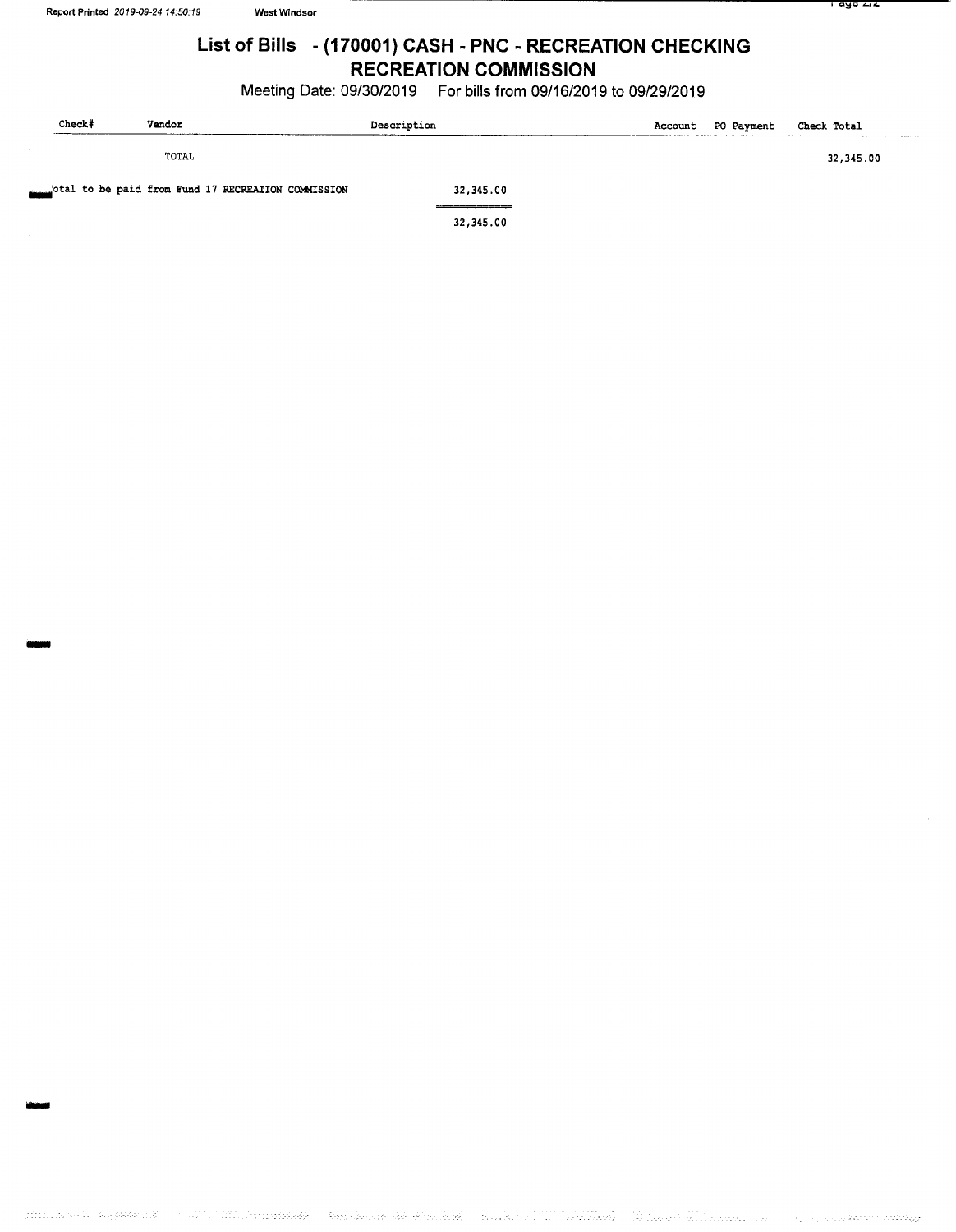## List of Bills - (170001) CASH - PNC - RECREATION CHECKING
## RECREATION COMMISSION

Meeting Date: 09/30/2019 For bills from 09/16/2019 to 09/29/2019

| Check# | Vendor | Description | Account | PO Payment | Check Total |
|---|---|---|---|---|---|
| | TOTAL | | | | 32,345.00 |

otal to be paid from Fund 17 RECREATION COMMISSION 32,345.00

32,345.00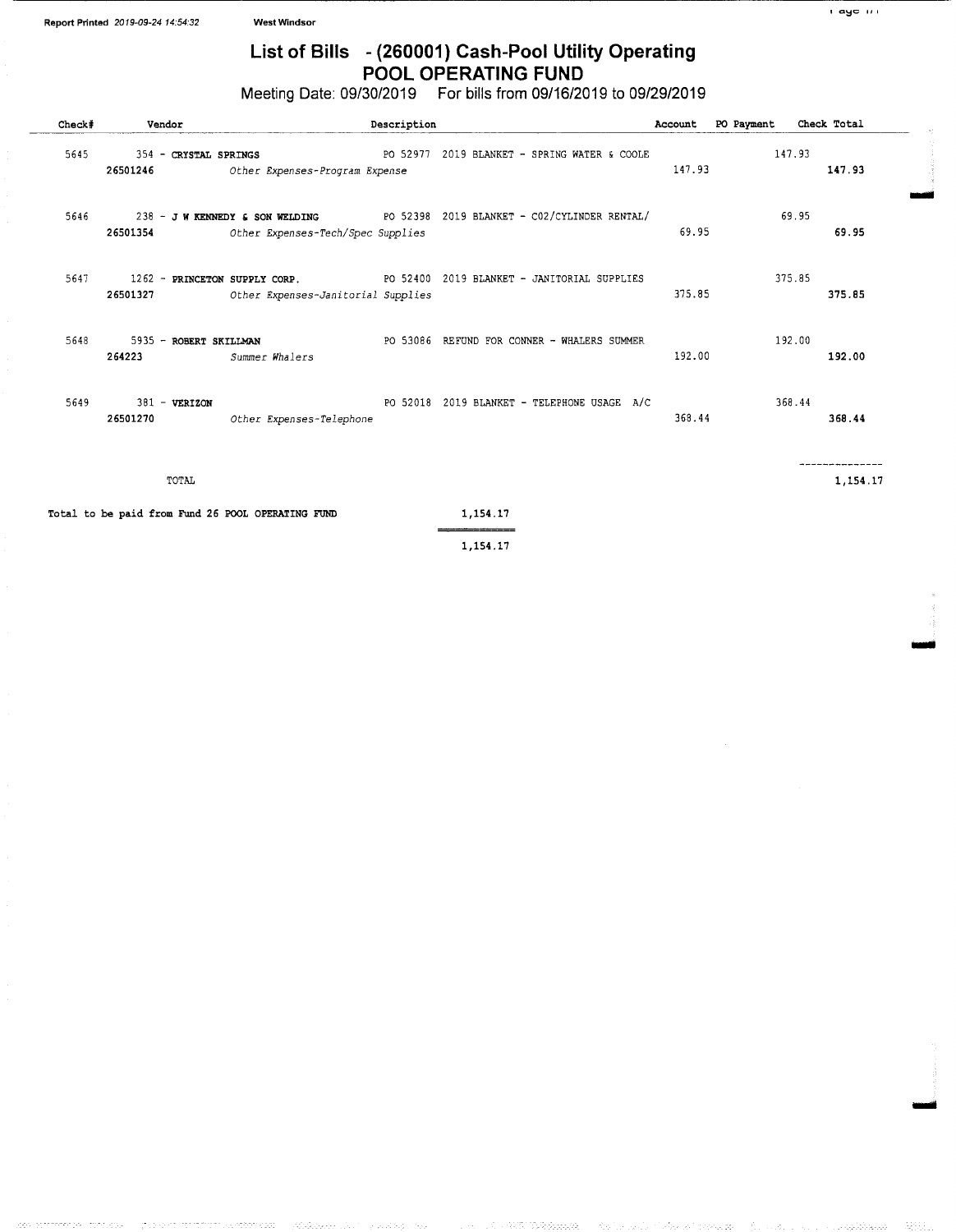Report Printed 2019-09-24 14:54:32 West Windsor

# List of Bills - (260001) Cash-Pool Utility Operating
## POOL OPERATING FUND

Meeting Date: 09/30/2019 For bills from 09/16/2019 to 09/29/2019

| Check# | Vendor | Description | Account | PO Payment | Check Total |
|---|---|---|---|---|---|
| 5645 | 354 - **CRYSTAL SPRINGS** | PO 52977 2019 BLANKET - SPRING WATER & COOLE | | 147.93 | |
| | **26501246** | *Other Expenses-Program Expense* | 147.93 | | **147.93** |
| 5646 | 238 - **J W KENNEDY & SON WELDING** | PO 52398 2019 BLANKET - C02/CYLINDER RENTAL/ | | 69.95 | |
| | **26501354** | *Other Expenses-Tech/Spec Supplies* | 69.95 | | **69.95** |
| 5647 | 1262 - **PRINCETON SUPPLY CORP.** | PO 52400 2019 BLANKET - JANITORIAL SUPPLIES | | 375.85 | |
| | **26501327** | *Other Expenses-Janitorial Supplies* | 375.85 | | **375.85** |
| 5648 | 5935 - **ROBERT SKILLMAN** | PO 53086 REFUND FOR CONNER - WHALERS SUMMER | | 192.00 | |
| | **264223** | *Summer Whalers* | 192.00 | | **192.00** |
| 5649 | 381 - **VERIZON** | PO 52018 2019 BLANKET - TELEPHONE USAGE A/C | | 368.44 | |
| | **26501270** | *Other Expenses-Telephone* | 368.44 | | **368.44** |
| | TOTAL | | | | 1,154.17 |

**Total to be paid from Fund 26 POOL OPERATING FUND** 1,154.17

1,154.17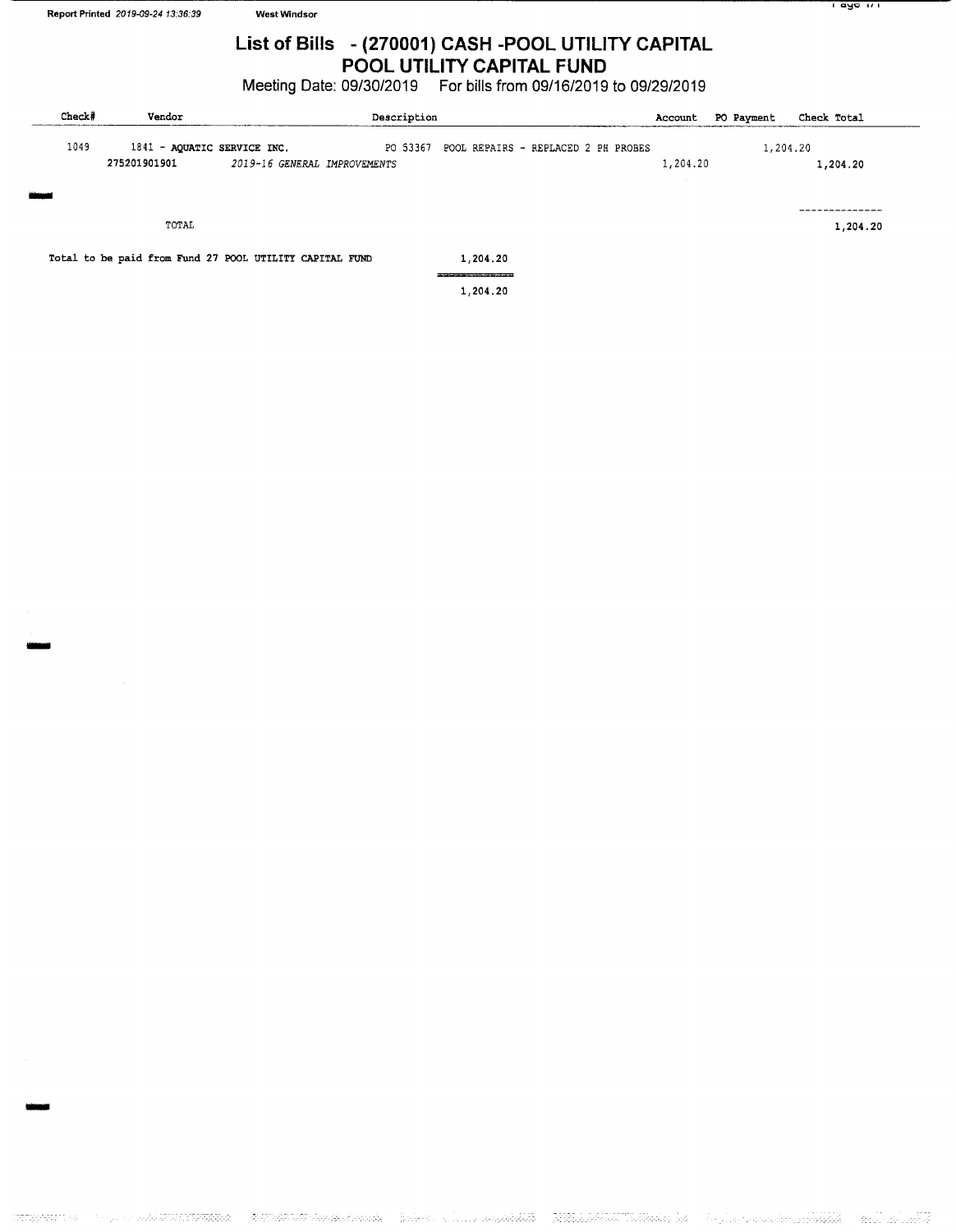# List of Bills - (270001) CASH -POOL UTILITY CAPITAL

## POOL UTILITY CAPITAL FUND

Meeting Date: 09/30/2019 For bills from 09/16/2019 to 09/29/2019

| Check# | Vendor | Description | Account | PO Payment | Check Total |
|---|---|---|---|---|---|
| 1049 | 1841 - **AQUATIC SERVICE INC.** | PO 53367 POOL REPAIRS - REPLACED 2 PH PROBES | | 1,204.20 | |
| | 275201901901 | *2019-16 GENERAL IMPROVEMENTS* | 1,204.20 | | 1,204.20 |
| | TOTAL | | | | 1,204.20 |

Total to be paid from Fund 27 POOL UTILITY CAPITAL FUND 1,204.20

1,204.20